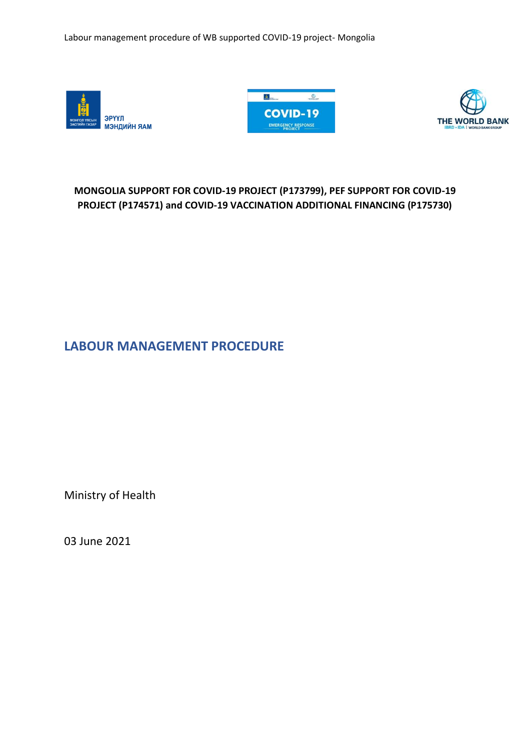**MONGOLIA SUPPORT FOR COVID-19 PROJECT (P173799), PEF SUPPORT FOR COVID-19 PROJECT (P174571) and COVID-19 VACCINATION ADDITIONAL FINANCING (P175730)**

# LABOUR MANAGEMENT PROCEDURE

Ministry of Health

03 June 2021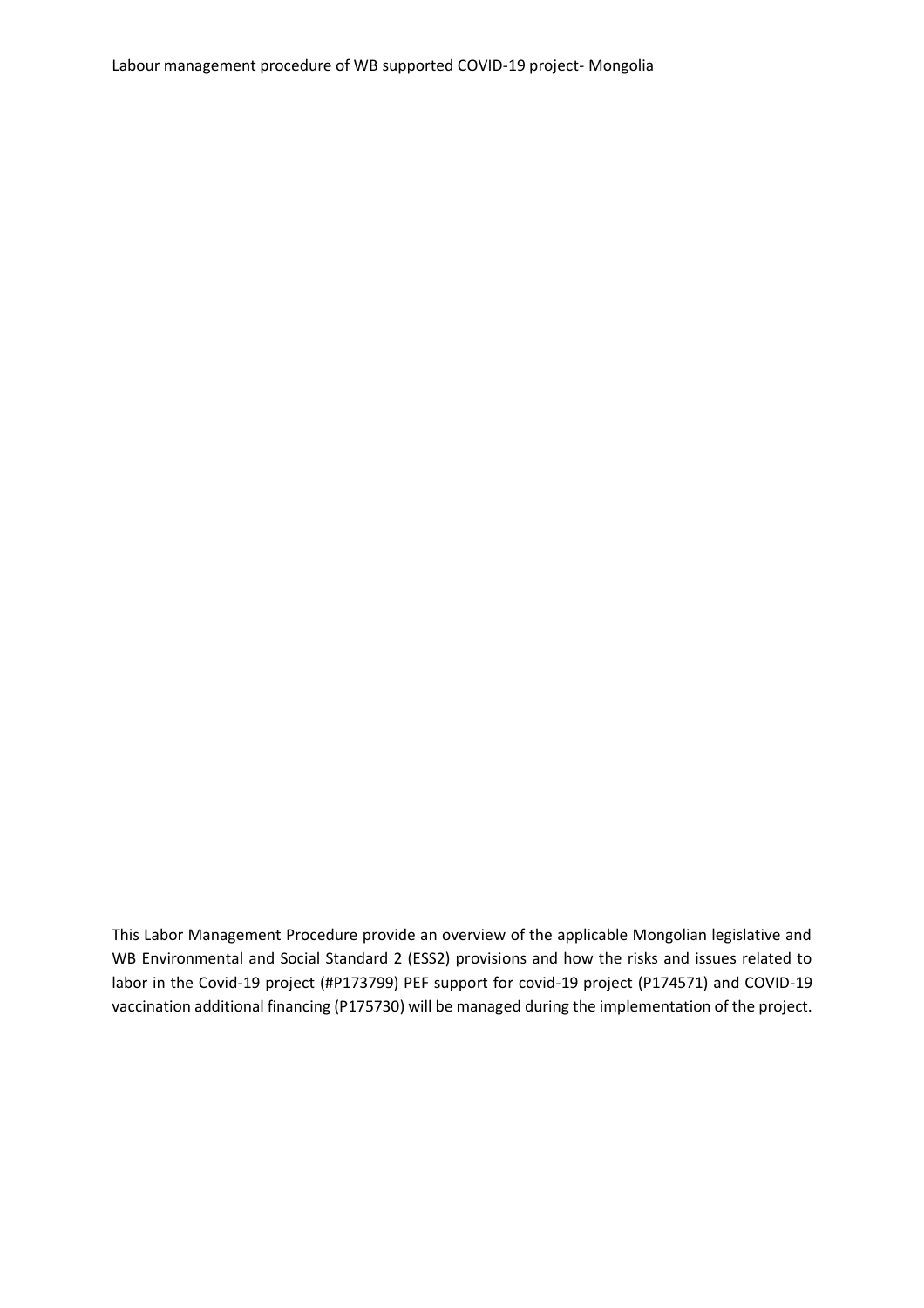Labour management procedure of WB supported COVID-19 project- Mongolia

This Labor Management Procedure provide an overview of the applicable Mongolian legislative and WB Environmental and Social Standard 2 (ESS2) provisions and how the risks and issues related to labor in the Covid-19 project (#P173799) PEF support for covid-19 project (P174571) and COVID-19 vaccination additional financing (P175730) will be managed during the implementation of the project.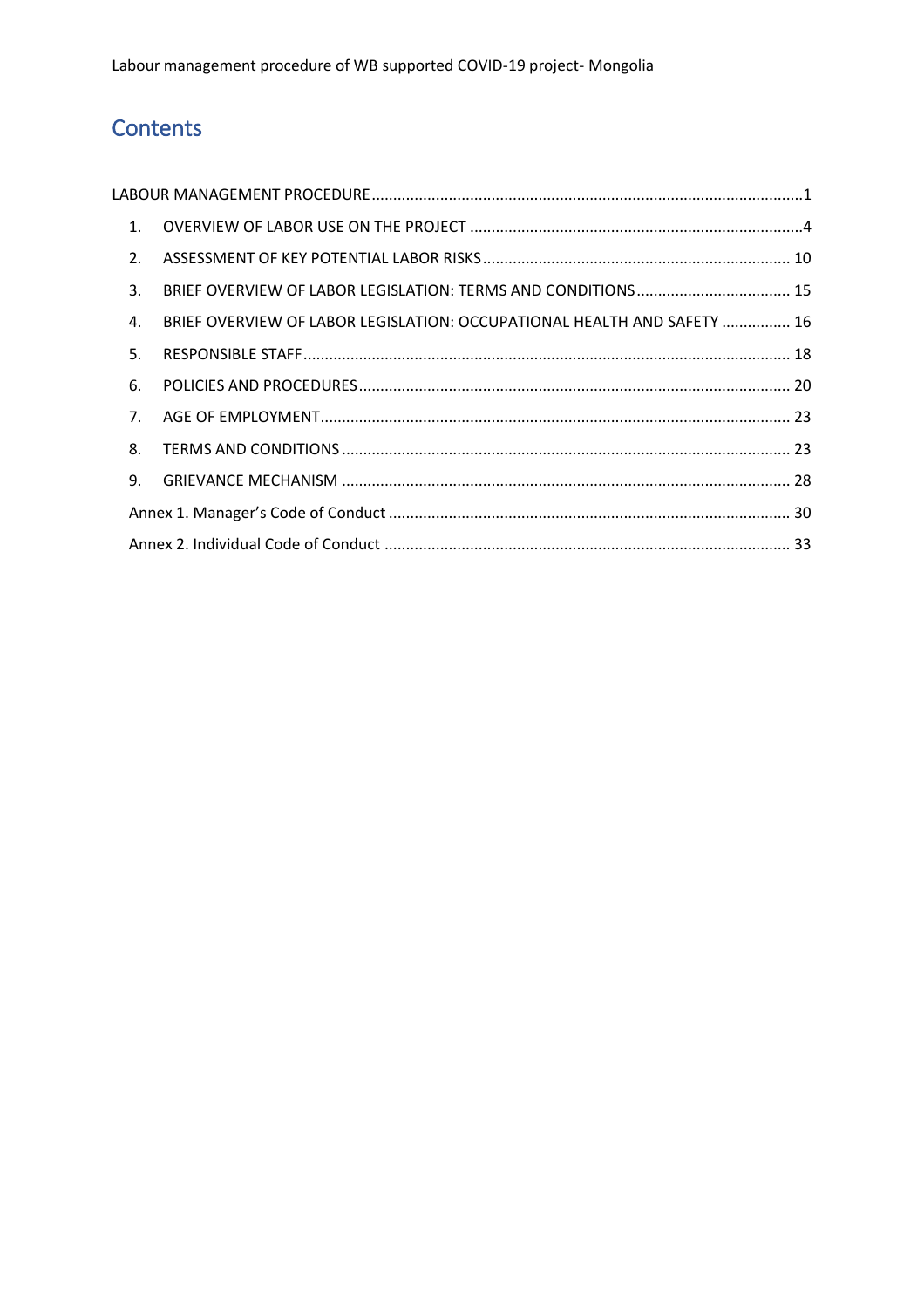# Contents

LABOUR MANAGEMENT PROCEDURE ........................................................................................................1

1. OVERVIEW OF LABOR USE ON THE PROJECT ..............................................................................4
2. ASSESSMENT OF KEY POTENTIAL LABOR RISKS ........................................................................ 10
3. BRIEF OVERVIEW OF LABOR LEGISLATION: TERMS AND CONDITIONS .................................... 15
4. BRIEF OVERVIEW OF LABOR LEGISLATION: OCCUPATIONAL HEALTH AND SAFETY ................ 16
5. RESPONSIBLE STAFF ................................................................................................................ 18
6. POLICIES AND PROCEDURES .................................................................................................... 20
7. AGE OF EMPLOYMENT ............................................................................................................ 23
8. TERMS AND CONDITIONS ........................................................................................................ 23
9. GRIEVANCE MECHANISM ........................................................................................................ 28

Annex 1. Manager's Code of Conduct ............................................................................................. 30

Annex 2. Individual Code of Conduct .............................................................................................. 33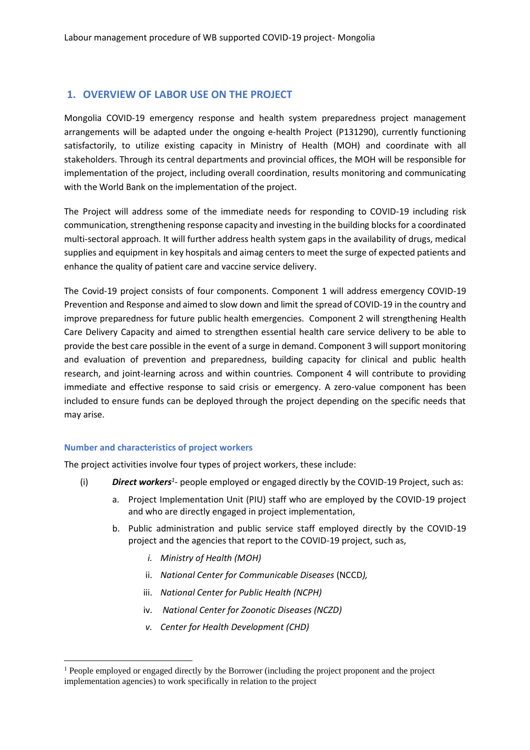## 1. OVERVIEW OF LABOR USE ON THE PROJECT

Mongolia COVID-19 emergency response and health system preparedness project management arrangements will be adapted under the ongoing e-health Project (P131290), currently functioning satisfactorily, to utilize existing capacity in Ministry of Health (MOH) and coordinate with all stakeholders. Through its central departments and provincial offices, the MOH will be responsible for implementation of the project, including overall coordination, results monitoring and communicating with the World Bank on the implementation of the project.

The Project will address some of the immediate needs for responding to COVID-19 including risk communication, strengthening response capacity and investing in the building blocks for a coordinated multi-sectoral approach. It will further address health system gaps in the availability of drugs, medical supplies and equipment in key hospitals and aimag centers to meet the surge of expected patients and enhance the quality of patient care and vaccine service delivery.

The Covid-19 project consists of four components. Component 1 will address emergency COVID-19 Prevention and Response and aimed to slow down and limit the spread of COVID-19 in the country and improve preparedness for future public health emergencies. Component 2 will strengthening Health Care Delivery Capacity and aimed to strengthen essential health care service delivery to be able to provide the best care possible in the event of a surge in demand. Component 3 will support monitoring and evaluation of prevention and preparedness, building capacity for clinical and public health research, and joint-learning across and within countries. Component 4 will contribute to providing immediate and effective response to said crisis or emergency. A zero-value component has been included to ensure funds can be deployed through the project depending on the specific needs that may arise.

### Number and characteristics of project workers

The project activities involve four types of project workers, these include:

(i) ***Direct workers***[1]- people employed or engaged directly by the COVID-19 Project, such as:

a. Project Implementation Unit (PIU) staff who are employed by the COVID-19 project and who are directly engaged in project implementation,

b. Public administration and public service staff employed directly by the COVID-19 project and the agencies that report to the COVID-19 project, such as,

i. *Ministry of Health (MOH)*

ii. *National Center for Communicable Diseases* (NCCD*),*

iii. *National Center for Public Health (NCPH)*

iv. *National Center for Zoonotic Diseases (NCZD)*

v. *Center for Health Development (CHD)*

---

[1] People employed or engaged directly by the Borrower (including the project proponent and the project implementation agencies) to work specifically in relation to the project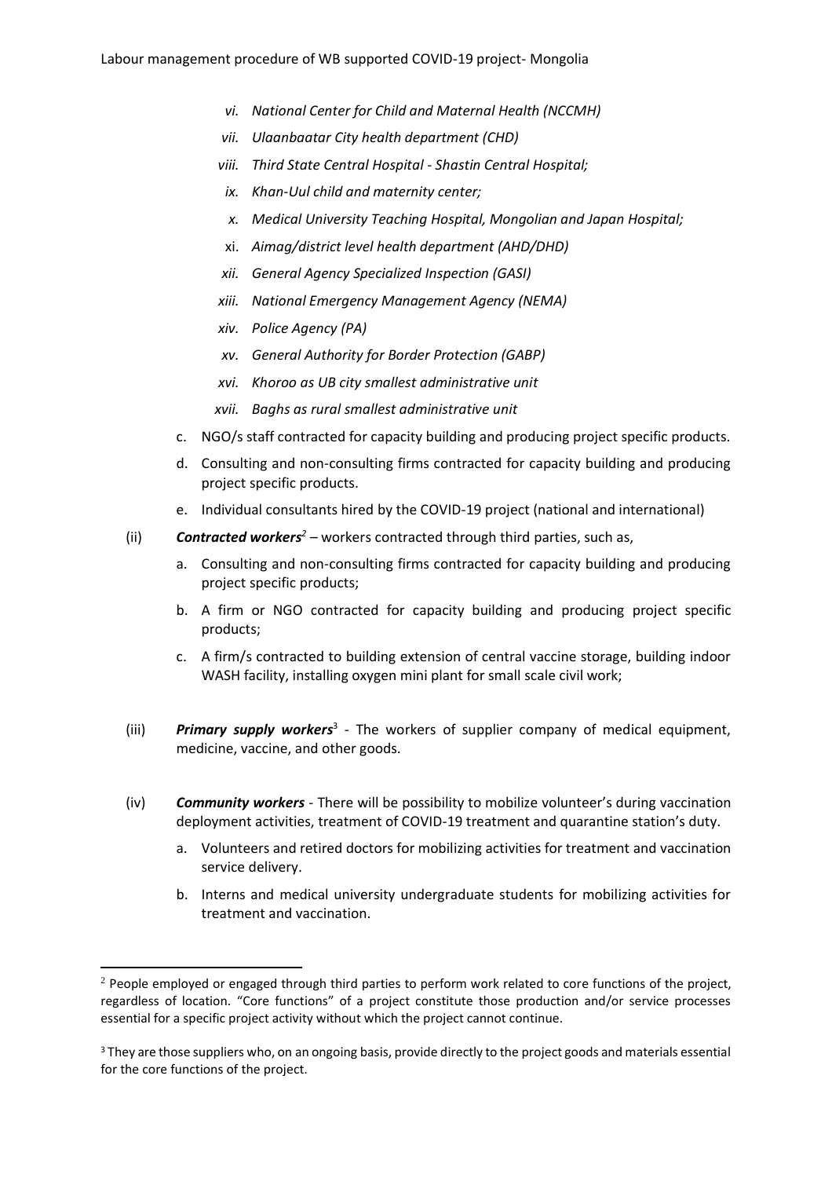- *vi. National Center for Child and Maternal Health (NCCMH)*
- *vii. Ulaanbaatar City health department (CHD)*
- *viii. Third State Central Hospital - Shastin Central Hospital;*
- *ix. Khan-Uul child and maternity center;*
- *x. Medical University Teaching Hospital, Mongolian and Japan Hospital;*
- xi. *Aimag/district level health department (AHD/DHD)*
- *xii. General Agency Specialized Inspection (GASI)*
- *xiii. National Emergency Management Agency (NEMA)*
- *xiv. Police Agency (PA)*
- *xv. General Authority for Border Protection (GABP)*
- *xvi. Khoroo as UB city smallest administrative unit*
- *xvii. Baghs as rural smallest administrative unit*

c. NGO/s staff contracted for capacity building and producing project specific products.

d. Consulting and non-consulting firms contracted for capacity building and producing project specific products.

e. Individual consultants hired by the COVID-19 project (national and international)

(ii) ***Contracted workers***[2] – workers contracted through third parties, such as,

a. Consulting and non-consulting firms contracted for capacity building and producing project specific products;

b. A firm or NGO contracted for capacity building and producing project specific products;

c. A firm/s contracted to building extension of central vaccine storage, building indoor WASH facility, installing oxygen mini plant for small scale civil work;

(iii) ***Primary supply workers***[3] - The workers of supplier company of medical equipment, medicine, vaccine, and other goods.

(iv) ***Community workers*** - There will be possibility to mobilize volunteer's during vaccination deployment activities, treatment of COVID-19 treatment and quarantine station's duty.

a. Volunteers and retired doctors for mobilizing activities for treatment and vaccination service delivery.

b. Interns and medical university undergraduate students for mobilizing activities for treatment and vaccination.

---

[2] People employed or engaged through third parties to perform work related to core functions of the project, regardless of location. "Core functions" of a project constitute those production and/or service processes essential for a specific project activity without which the project cannot continue.

[3] They are those suppliers who, on an ongoing basis, provide directly to the project goods and materials essential for the core functions of the project.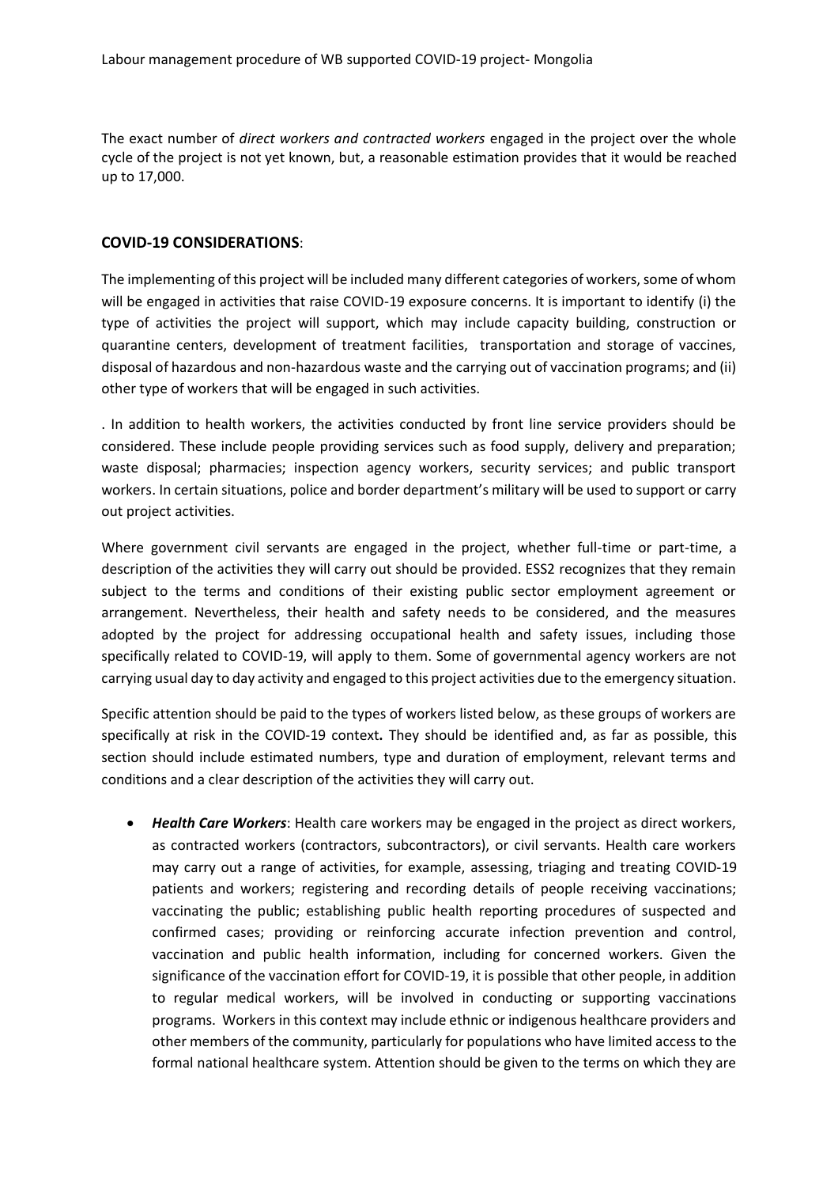The exact number of *direct workers and contracted workers* engaged in the project over the whole cycle of the project is not yet known, but, a reasonable estimation provides that it would be reached up to 17,000.

**COVID-19 CONSIDERATIONS**:

The implementing of this project will be included many different categories of workers, some of whom will be engaged in activities that raise COVID-19 exposure concerns. It is important to identify (i) the type of activities the project will support, which may include capacity building, construction or quarantine centers, development of treatment facilities, transportation and storage of vaccines, disposal of hazardous and non-hazardous waste and the carrying out of vaccination programs; and (ii) other type of workers that will be engaged in such activities.

. In addition to health workers, the activities conducted by front line service providers should be considered. These include people providing services such as food supply, delivery and preparation; waste disposal; pharmacies; inspection agency workers, security services; and public transport workers. In certain situations, police and border department's military will be used to support or carry out project activities.

Where government civil servants are engaged in the project, whether full-time or part-time, a description of the activities they will carry out should be provided. ESS2 recognizes that they remain subject to the terms and conditions of their existing public sector employment agreement or arrangement. Nevertheless, their health and safety needs to be considered, and the measures adopted by the project for addressing occupational health and safety issues, including those specifically related to COVID-19, will apply to them. Some of governmental agency workers are not carrying usual day to day activity and engaged to this project activities due to the emergency situation.

Specific attention should be paid to the types of workers listed below, as these groups of workers are specifically at risk in the COVID-19 context**.** They should be identified and, as far as possible, this section should include estimated numbers, type and duration of employment, relevant terms and conditions and a clear description of the activities they will carry out.

- ***Health Care Workers***: Health care workers may be engaged in the project as direct workers, as contracted workers (contractors, subcontractors), or civil servants. Health care workers may carry out a range of activities, for example, assessing, triaging and treating COVID-19 patients and workers; registering and recording details of people receiving vaccinations; vaccinating the public; establishing public health reporting procedures of suspected and confirmed cases; providing or reinforcing accurate infection prevention and control, vaccination and public health information, including for concerned workers. Given the significance of the vaccination effort for COVID-19, it is possible that other people, in addition to regular medical workers, will be involved in conducting or supporting vaccinations programs. Workers in this context may include ethnic or indigenous healthcare providers and other members of the community, particularly for populations who have limited access to the formal national healthcare system. Attention should be given to the terms on which they are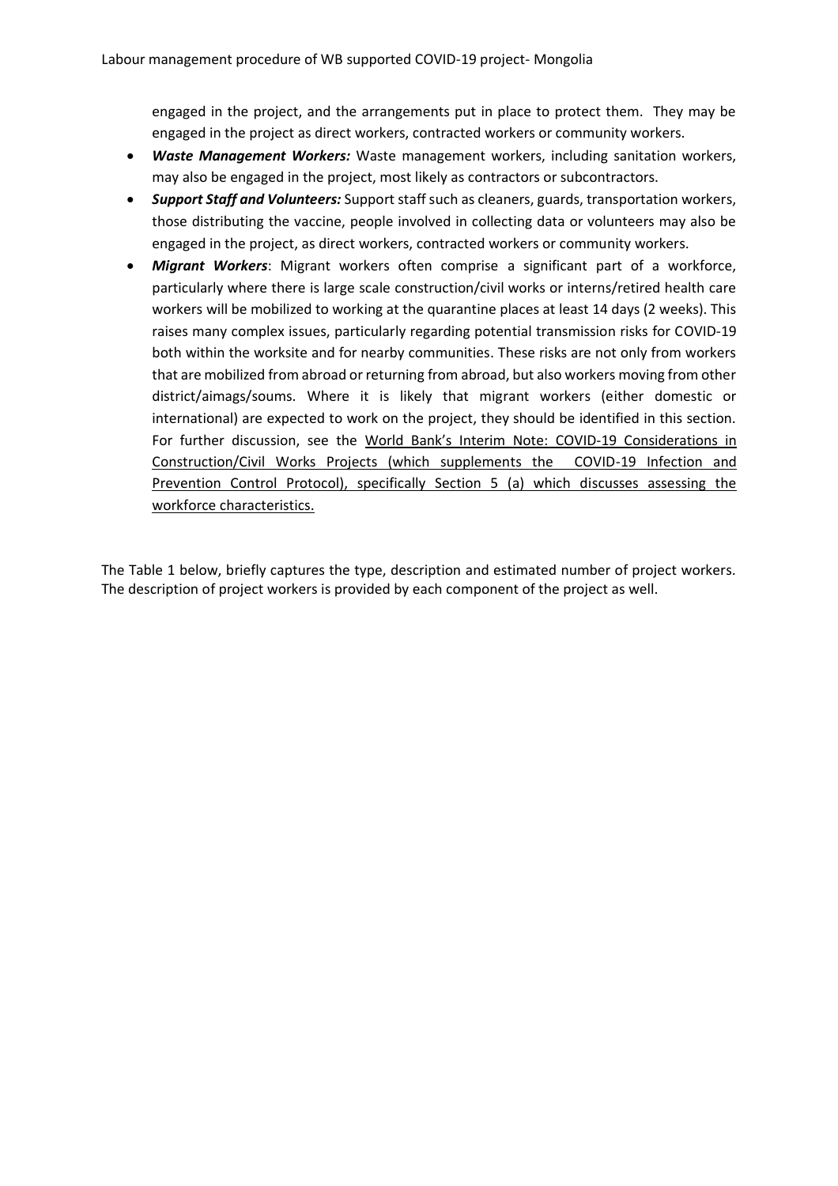engaged in the project, and the arrangements put in place to protect them. They may be engaged in the project as direct workers, contracted workers or community workers.

- ***Waste Management Workers:*** Waste management workers, including sanitation workers, may also be engaged in the project, most likely as contractors or subcontractors.
- ***Support Staff and Volunteers:*** Support staff such as cleaners, guards, transportation workers, those distributing the vaccine, people involved in collecting data or volunteers may also be engaged in the project, as direct workers, contracted workers or community workers.
- ***Migrant Workers***: Migrant workers often comprise a significant part of a workforce, particularly where there is large scale construction/civil works or interns/retired health care workers will be mobilized to working at the quarantine places at least 14 days (2 weeks). This raises many complex issues, particularly regarding potential transmission risks for COVID-19 both within the worksite and for nearby communities. These risks are not only from workers that are mobilized from abroad or returning from abroad, but also workers moving from other district/aimags/soums. Where it is likely that migrant workers (either domestic or international) are expected to work on the project, they should be identified in this section. For further discussion, see the World Bank's Interim Note: COVID-19 Considerations in Construction/Civil Works Projects (which supplements the COVID-19 Infection and Prevention Control Protocol), specifically Section 5 (a) which discusses assessing the workforce characteristics.

The Table 1 below, briefly captures the type, description and estimated number of project workers. The description of project workers is provided by each component of the project as well.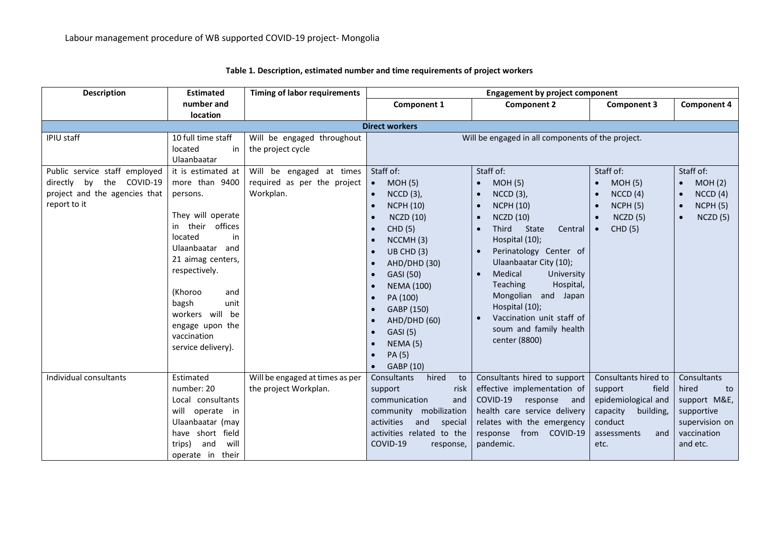**Table 1. Description, estimated number and time requirements of project workers**

| Description | Estimated number and location | Timing of labor requirements | Engagement by project component | | | |
|---|---|---|---|---|---|---|
| | | | Component 1 | Component 2 | Component 3 | Component 4 |
| **Direct workers** | | | | | | |
| IPIU staff | 10 full time staff located in Ulaanbaatar | Will be engaged throughout the project cycle | Will be engaged in all components of the project. | | | |
| Public service staff employed directly by the COVID-19 project and the agencies that report to it | it is estimated at more than 9400 persons. They will operate in their offices located in Ulaanbaatar and 21 aimag centers, respectively. (Khoroo and bagsh unit workers will be engage upon the vaccination service delivery). | Will be engaged at times required as per the project Workplan. | Staff of: • MOH (5) • NCCD (3), • NCPH (10) • NCZD (10) • CHD (5) • NCCMH (3) • UB CHD (3) • AHD/DHD (30) • GASI (50) • NEMA (100) • PA (100) • GABP (150) • AHD/DHD (60) • GASI (5) • NEMA (5) • PA (5) • GABP (10) | Staff of: • MOH (5) • NCCD (3), • NCPH (10) • NCZD (10) • Third State Central Hospital (10); • Perinatology Center of Ulaanbaatar City (10); • Medical University Teaching Hospital, Mongolian and Japan Hospital (10); • Vaccination unit staff of soum and family health center (8800) | Staff of: • MOH (5) • NCCD (4) • NCPH (5) • NCZD (5) • CHD (5) | Staff of: • MOH (2) • NCCD (4) • NCPH (5) • NCZD (5) |
| Individual consultants | Estimated number: 20 Local consultants will operate in Ulaanbaatar (may have short field trips) and will operate in their | Will be engaged at times as per the project Workplan. | Consultants hired to support risk communication and community mobilization activities and special activities related to the COVID-19 response, | Consultants hired to support effective implementation of COVID-19 response and health care service delivery relates with the emergency response from COVID-19 pandemic. | Consultants hired to support field epidemiological and capacity building, conduct assessments and etc. | Consultants hired to support M&E, supportive supervision on vaccination and etc. |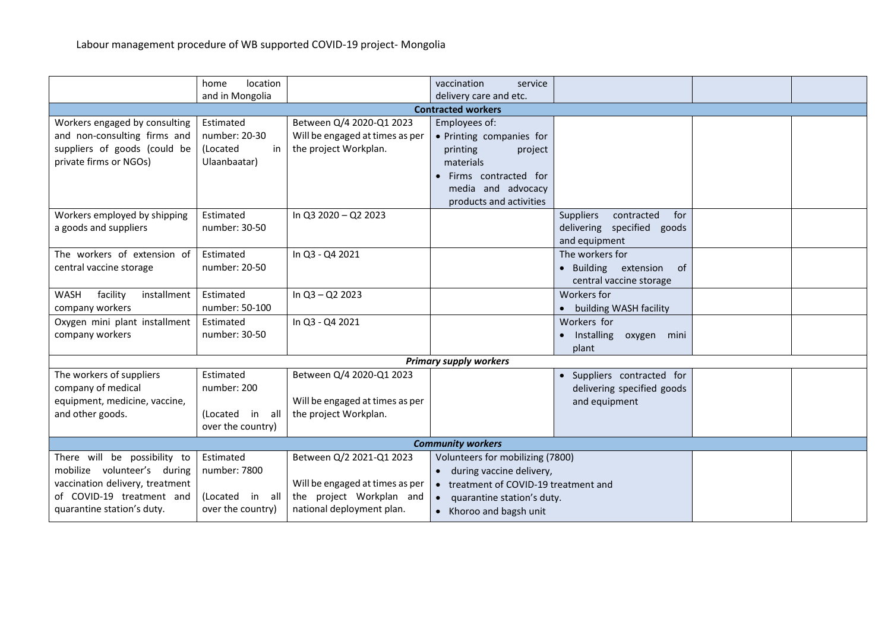Labour management procedure of WB supported COVID-19 project- Mongolia

| | | | | | | |
|---|---|---|---|---|---|---|
| | home location and in Mongolia | | vaccination service delivery care and etc. | | | |
| **Contracted workers** | | | | | | |
| Workers engaged by consulting and non-consulting firms and suppliers of goods (could be private firms or NGOs) | Estimated number: 20-30 (Located in Ulaanbaatar) | Between Q/4 2020-Q1 2023 Will be engaged at times as per the project Workplan. | Employees of: • Printing companies for printing project materials • Firms contracted for media and advocacy products and activities | | | |
| Workers employed by shipping a goods and suppliers | Estimated number: 30-50 | In Q3 2020 – Q2 2023 | | Suppliers contracted for delivering specified goods and equipment | | |
| The workers of extension of central vaccine storage | Estimated number: 20-50 | In Q3 - Q4 2021 | | The workers for • Building extension of central vaccine storage | | |
| WASH facility installment company workers | Estimated number: 50-100 | In Q3 – Q2 2023 | | Workers for • building WASH facility | | |
| Oxygen mini plant installment company workers | Estimated number: 30-50 | In Q3 - Q4 2021 | | Workers for • Installing oxygen mini plant | | |
| ***Primary supply workers*** | | | | | | |
| The workers of suppliers company of medical equipment, medicine, vaccine, and other goods. | Estimated number: 200 (Located in all over the country) | Between Q/4 2020-Q1 2023 Will be engaged at times as per the project Workplan. | | • Suppliers contracted for delivering specified goods and equipment | | |
| ***Community workers*** | | | | | | |
| There will be possibility to mobilize volunteer's during vaccination delivery, treatment of COVID-19 treatment and quarantine station's duty. | Estimated number: 7800 (Located in all over the country) | Between Q/2 2021-Q1 2023 Will be engaged at times as per the project Workplan and national deployment plan. | Volunteers for mobilizing (7800) • during vaccine delivery, • treatment of COVID-19 treatment and • quarantine station's duty. • Khoroo and bagsh unit | | | |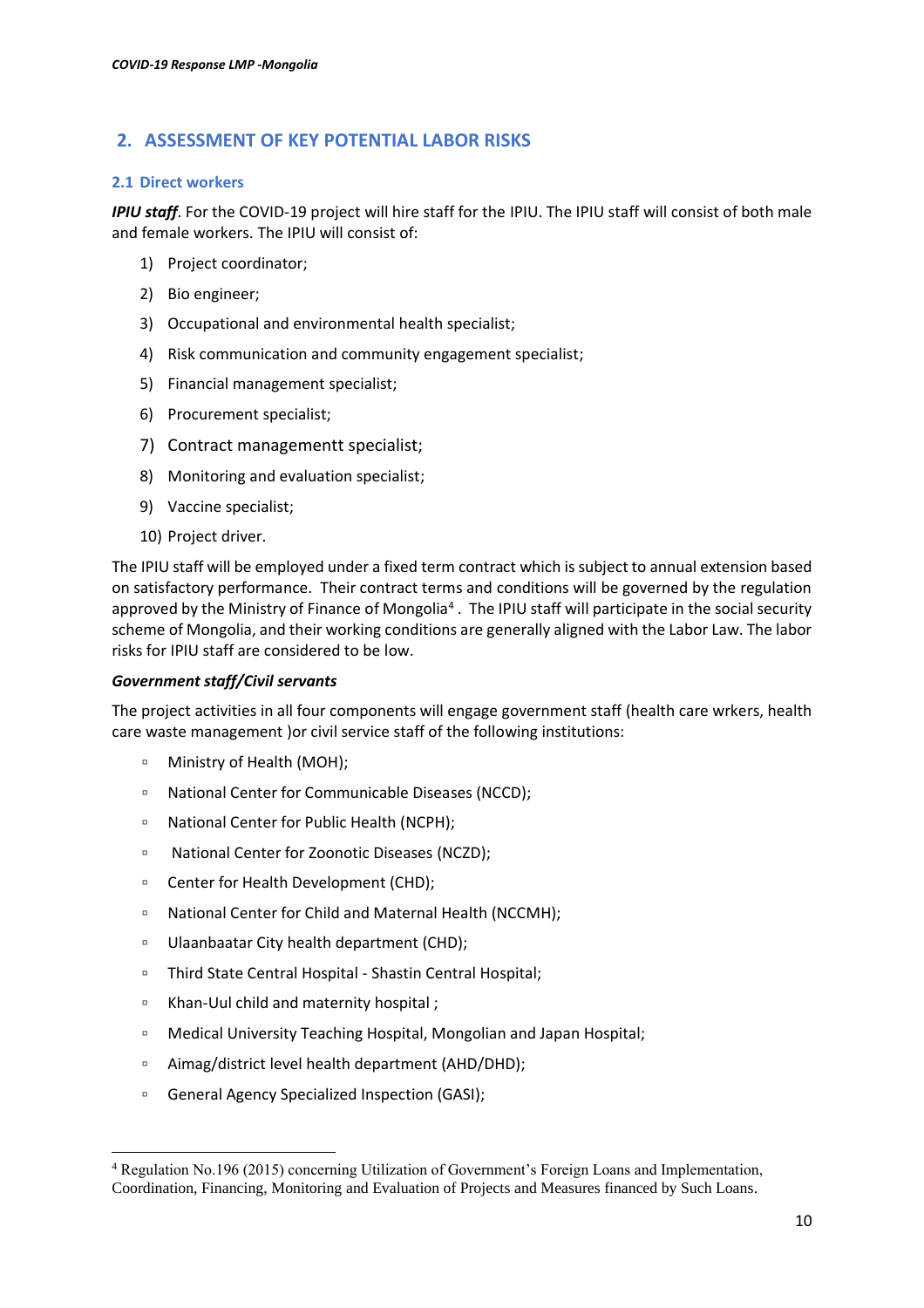## 2. ASSESSMENT OF KEY POTENTIAL LABOR RISKS

### 2.1 Direct workers

***IPIU staff***. For the COVID-19 project will hire staff for the IPIU. The IPIU staff will consist of both male and female workers. The IPIU will consist of:

1) Project coordinator;
2) Bio engineer;
3) Occupational and environmental health specialist;
4) Risk communication and community engagement specialist;
5) Financial management specialist;
6) Procurement specialist;
7) Contract managementt specialist;
8) Monitoring and evaluation specialist;
9) Vaccine specialist;
10) Project driver.

The IPIU staff will be employed under a fixed term contract which is subject to annual extension based on satisfactory performance. Their contract terms and conditions will be governed by the regulation approved by the Ministry of Finance of Mongolia[4]. The IPIU staff will participate in the social security scheme of Mongolia, and their working conditions are generally aligned with the Labor Law. The labor risks for IPIU staff are considered to be low.

***Government staff/Civil servants***

The project activities in all four components will engage government staff (health care wrkers, health care waste management )or civil service staff of the following institutions:

- Ministry of Health (MOH);
- National Center for Communicable Diseases (NCCD);
- National Center for Public Health (NCPH);
- National Center for Zoonotic Diseases (NCZD);
- Center for Health Development (CHD);
- National Center for Child and Maternal Health (NCCMH);
- Ulaanbaatar City health department (CHD);
- Third State Central Hospital - Shastin Central Hospital;
- Khan-Uul child and maternity hospital ;
- Medical University Teaching Hospital, Mongolian and Japan Hospital;
- Aimag/district level health department (AHD/DHD);
- General Agency Specialized Inspection (GASI);

[4] Regulation No.196 (2015) concerning Utilization of Government's Foreign Loans and Implementation, Coordination, Financing, Monitoring and Evaluation of Projects and Measures financed by Such Loans.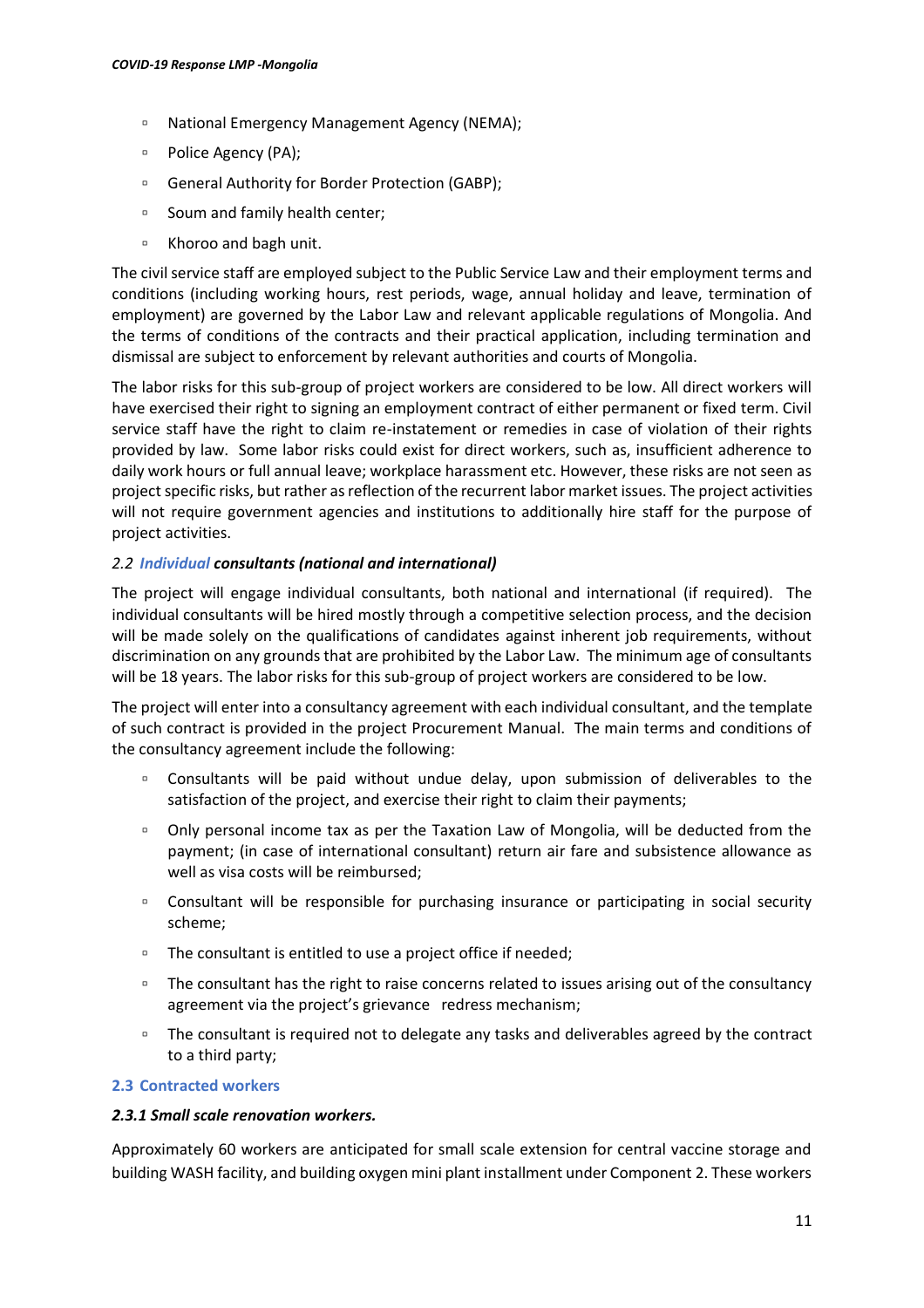- National Emergency Management Agency (NEMA);
- Police Agency (PA);
- General Authority for Border Protection (GABP);
- Soum and family health center;
- Khoroo and bagh unit.

The civil service staff are employed subject to the Public Service Law and their employment terms and conditions (including working hours, rest periods, wage, annual holiday and leave, termination of employment) are governed by the Labor Law and relevant applicable regulations of Mongolia. And the terms of conditions of the contracts and their practical application, including termination and dismissal are subject to enforcement by relevant authorities and courts of Mongolia.

The labor risks for this sub-group of project workers are considered to be low. All direct workers will have exercised their right to signing an employment contract of either permanent or fixed term. Civil service staff have the right to claim re-instatement or remedies in case of violation of their rights provided by law. Some labor risks could exist for direct workers, such as, insufficient adherence to daily work hours or full annual leave; workplace harassment etc. However, these risks are not seen as project specific risks, but rather as reflection of the recurrent labor market issues. The project activities will not require government agencies and institutions to additionally hire staff for the purpose of project activities.

### *2.2 Individual consultants (national and international)*

The project will engage individual consultants, both national and international (if required). The individual consultants will be hired mostly through a competitive selection process, and the decision will be made solely on the qualifications of candidates against inherent job requirements, without discrimination on any grounds that are prohibited by the Labor Law. The minimum age of consultants will be 18 years. The labor risks for this sub-group of project workers are considered to be low.

The project will enter into a consultancy agreement with each individual consultant, and the template of such contract is provided in the project Procurement Manual. The main terms and conditions of the consultancy agreement include the following:

- Consultants will be paid without undue delay, upon submission of deliverables to the satisfaction of the project, and exercise their right to claim their payments;
- Only personal income tax as per the Taxation Law of Mongolia, will be deducted from the payment; (in case of international consultant) return air fare and subsistence allowance as well as visa costs will be reimbursed;
- Consultant will be responsible for purchasing insurance or participating in social security scheme;
- The consultant is entitled to use a project office if needed;
- The consultant has the right to raise concerns related to issues arising out of the consultancy agreement via the project's grievance redress mechanism;
- The consultant is required not to delegate any tasks and deliverables agreed by the contract to a third party;

### 2.3 Contracted workers

#### *2.3.1 Small scale renovation workers.*

Approximately 60 workers are anticipated for small scale extension for central vaccine storage and building WASH facility, and building oxygen mini plant installment under Component 2. These workers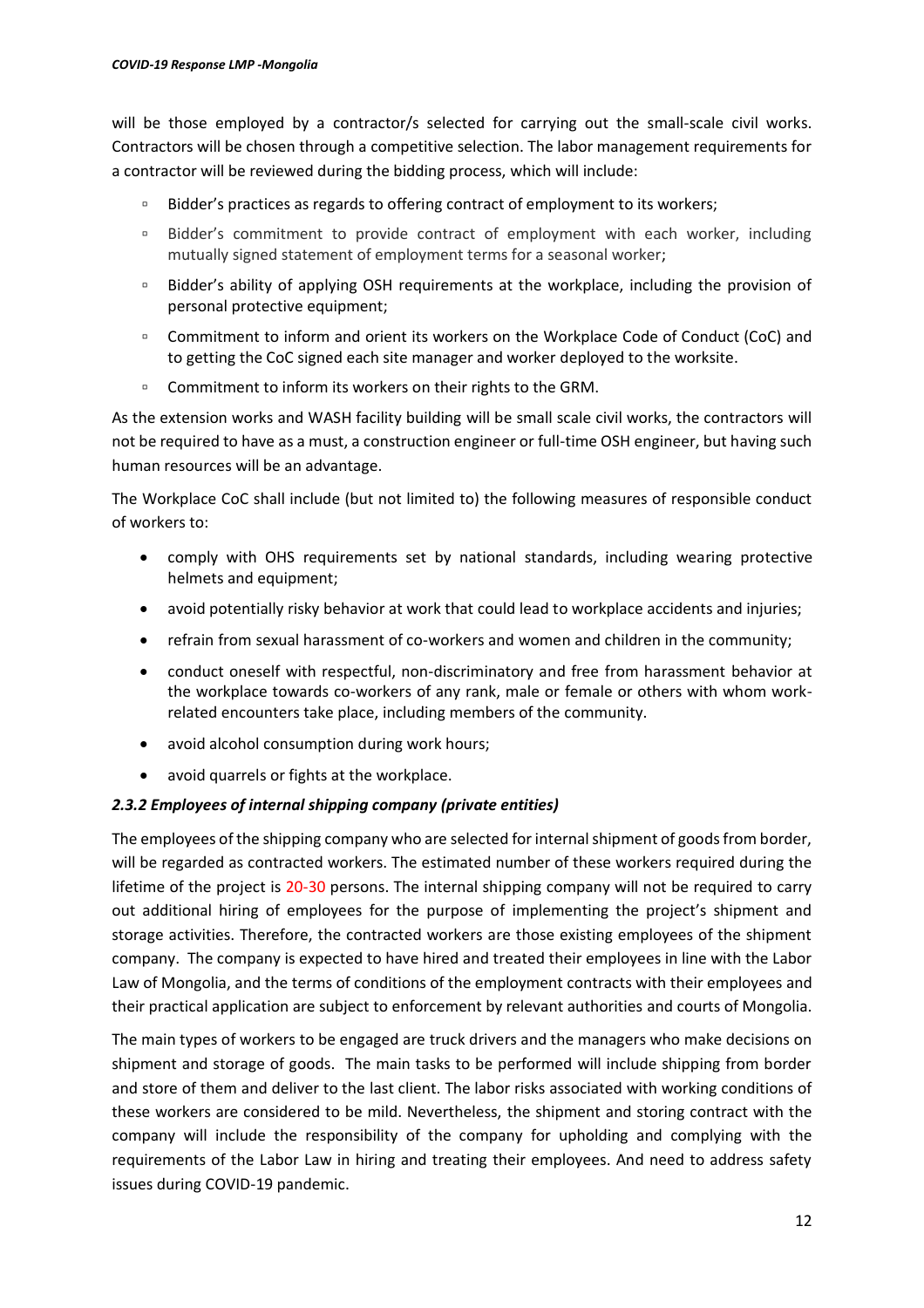will be those employed by a contractor/s selected for carrying out the small-scale civil works. Contractors will be chosen through a competitive selection. The labor management requirements for a contractor will be reviewed during the bidding process, which will include:

- Bidder's practices as regards to offering contract of employment to its workers;
- Bidder's commitment to provide contract of employment with each worker, including mutually signed statement of employment terms for a seasonal worker;
- Bidder's ability of applying OSH requirements at the workplace, including the provision of personal protective equipment;
- Commitment to inform and orient its workers on the Workplace Code of Conduct (CoC) and to getting the CoC signed each site manager and worker deployed to the worksite.
- Commitment to inform its workers on their rights to the GRM.

As the extension works and WASH facility building will be small scale civil works, the contractors will not be required to have as a must, a construction engineer or full-time OSH engineer, but having such human resources will be an advantage.

The Workplace CoC shall include (but not limited to) the following measures of responsible conduct of workers to:

- comply with OHS requirements set by national standards, including wearing protective helmets and equipment;
- avoid potentially risky behavior at work that could lead to workplace accidents and injuries;
- refrain from sexual harassment of co-workers and women and children in the community;
- conduct oneself with respectful, non-discriminatory and free from harassment behavior at the workplace towards co-workers of any rank, male or female or others with whom work-related encounters take place, including members of the community.
- avoid alcohol consumption during work hours;
- avoid quarrels or fights at the workplace.

### *2.3.2 Employees of internal shipping company (private entities)*

The employees of the shipping company who are selected for internal shipment of goods from border, will be regarded as contracted workers. The estimated number of these workers required during the lifetime of the project is 20-30 persons. The internal shipping company will not be required to carry out additional hiring of employees for the purpose of implementing the project's shipment and storage activities. Therefore, the contracted workers are those existing employees of the shipment company. The company is expected to have hired and treated their employees in line with the Labor Law of Mongolia, and the terms of conditions of the employment contracts with their employees and their practical application are subject to enforcement by relevant authorities and courts of Mongolia.

The main types of workers to be engaged are truck drivers and the managers who make decisions on shipment and storage of goods. The main tasks to be performed will include shipping from border and store of them and deliver to the last client. The labor risks associated with working conditions of these workers are considered to be mild. Nevertheless, the shipment and storing contract with the company will include the responsibility of the company for upholding and complying with the requirements of the Labor Law in hiring and treating their employees. And need to address safety issues during COVID-19 pandemic.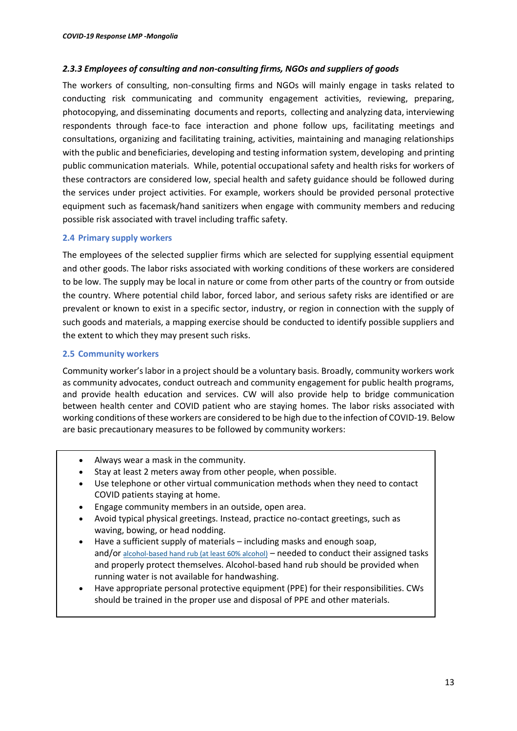### *2.3.3 Employees of consulting and non-consulting firms, NGOs and suppliers of goods*

The workers of consulting, non-consulting firms and NGOs will mainly engage in tasks related to conducting risk communicating and community engagement activities, reviewing, preparing, photocopying, and disseminating documents and reports, collecting and analyzing data, interviewing respondents through face-to face interaction and phone follow ups, facilitating meetings and consultations, organizing and facilitating training, activities, maintaining and managing relationships with the public and beneficiaries, developing and testing information system, developing and printing public communication materials. While, potential occupational safety and health risks for workers of these contractors are considered low, special health and safety guidance should be followed during the services under project activities. For example, workers should be provided personal protective equipment such as facemask/hand sanitizers when engage with community members and reducing possible risk associated with travel including traffic safety.

## 2.4 Primary supply workers

The employees of the selected supplier firms which are selected for supplying essential equipment and other goods. The labor risks associated with working conditions of these workers are considered to be low. The supply may be local in nature or come from other parts of the country or from outside the country. Where potential child labor, forced labor, and serious safety risks are identified or are prevalent or known to exist in a specific sector, industry, or region in connection with the supply of such goods and materials, a mapping exercise should be conducted to identify possible suppliers and the extent to which they may present such risks.

## 2.5 Community workers

Community worker's labor in a project should be a voluntary basis. Broadly, community workers work as community advocates, conduct outreach and community engagement for public health programs, and provide health education and services. CW will also provide help to bridge communication between health center and COVID patient who are staying homes. The labor risks associated with working conditions of these workers are considered to be high due to the infection of COVID-19. Below are basic precautionary measures to be followed by community workers:

- Always wear a mask in the community.
- Stay at least 2 meters away from other people, when possible.
- Use telephone or other virtual communication methods when they need to contact COVID patients staying at home.
- Engage community members in an outside, open area.
- Avoid typical physical greetings. Instead, practice no-contact greetings, such as waving, bowing, or head nodding.
- Have a sufficient supply of materials – including masks and enough soap, and/or alcohol-based hand rub (at least 60% alcohol) – needed to conduct their assigned tasks and properly protect themselves. Alcohol-based hand rub should be provided when running water is not available for handwashing.
- Have appropriate personal protective equipment (PPE) for their responsibilities. CWs should be trained in the proper use and disposal of PPE and other materials.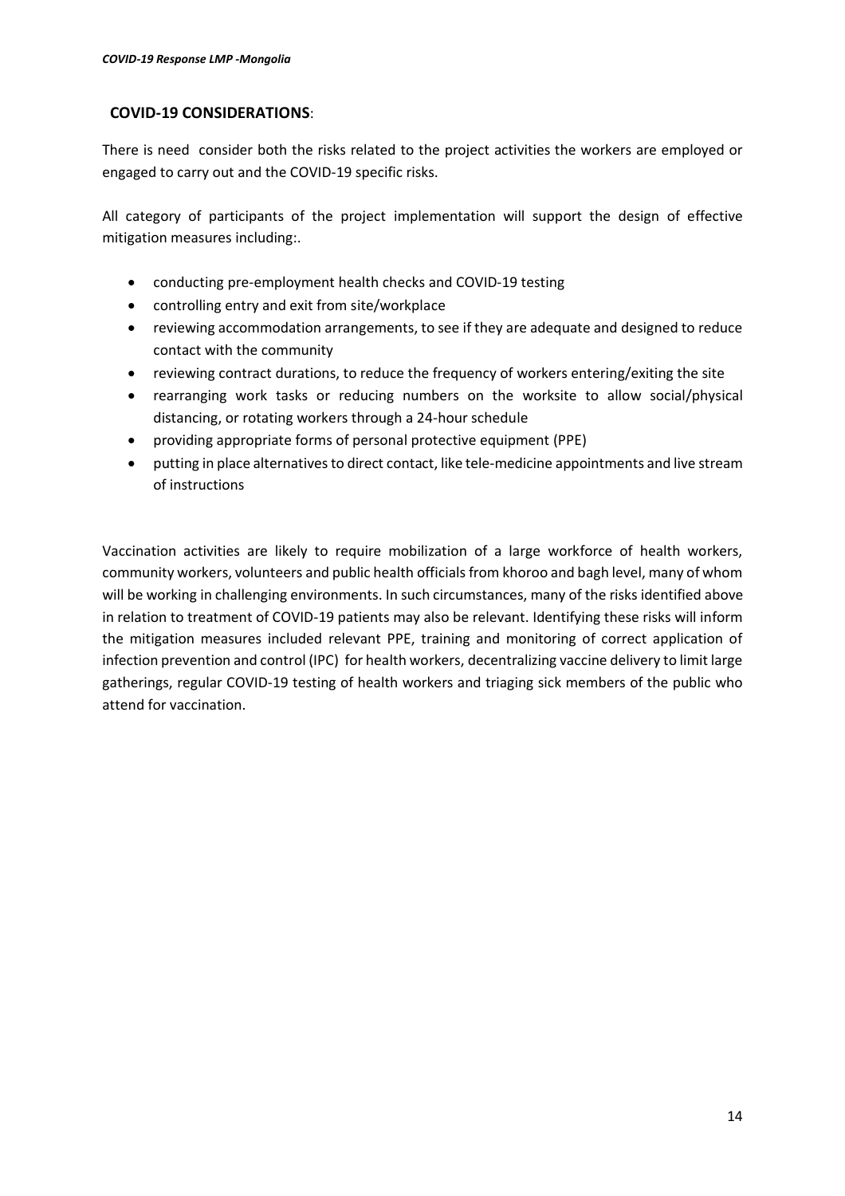## COVID-19 CONSIDERATIONS:

There is need consider both the risks related to the project activities the workers are employed or engaged to carry out and the COVID-19 specific risks.

All category of participants of the project implementation will support the design of effective mitigation measures including:.

- conducting pre-employment health checks and COVID-19 testing
- controlling entry and exit from site/workplace
- reviewing accommodation arrangements, to see if they are adequate and designed to reduce contact with the community
- reviewing contract durations, to reduce the frequency of workers entering/exiting the site
- rearranging work tasks or reducing numbers on the worksite to allow social/physical distancing, or rotating workers through a 24-hour schedule
- providing appropriate forms of personal protective equipment (PPE)
- putting in place alternatives to direct contact, like tele-medicine appointments and live stream of instructions

Vaccination activities are likely to require mobilization of a large workforce of health workers, community workers, volunteers and public health officials from khoroo and bagh level, many of whom will be working in challenging environments. In such circumstances, many of the risks identified above in relation to treatment of COVID-19 patients may also be relevant. Identifying these risks will inform the mitigation measures included relevant PPE, training and monitoring of correct application of infection prevention and control (IPC) for health workers, decentralizing vaccine delivery to limit large gatherings, regular COVID-19 testing of health workers and triaging sick members of the public who attend for vaccination.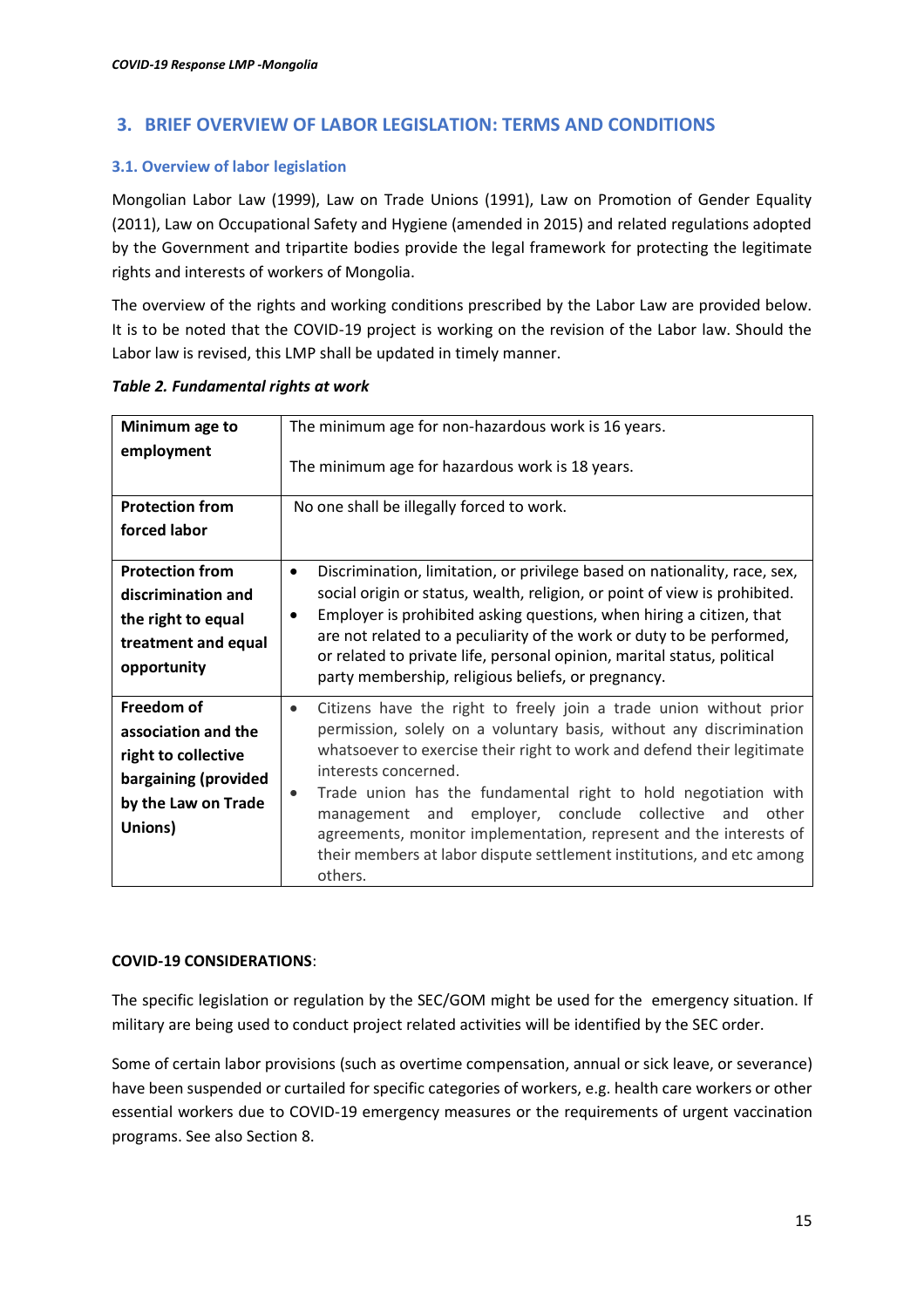## 3. BRIEF OVERVIEW OF LABOR LEGISLATION: TERMS AND CONDITIONS

### 3.1. Overview of labor legislation

Mongolian Labor Law (1999), Law on Trade Unions (1991), Law on Promotion of Gender Equality (2011), Law on Occupational Safety and Hygiene (amended in 2015) and related regulations adopted by the Government and tripartite bodies provide the legal framework for protecting the legitimate rights and interests of workers of Mongolia.

The overview of the rights and working conditions prescribed by the Labor Law are provided below. It is to be noted that the COVID-19 project is working on the revision of the Labor law. Should the Labor law is revised, this LMP shall be updated in timely manner.

***Table 2. Fundamental rights at work***

| | |
|---|---|
| **Minimum age to employment** | The minimum age for non-hazardous work is 16 years.<br><br>The minimum age for hazardous work is 18 years. |
| **Protection from forced labor** | No one shall be illegally forced to work. |
| **Protection from discrimination and the right to equal treatment and equal opportunity** | • Discrimination, limitation, or privilege based on nationality, race, sex, social origin or status, wealth, religion, or point of view is prohibited.<br>• Employer is prohibited asking questions, when hiring a citizen, that are not related to a peculiarity of the work or duty to be performed, or related to private life, personal opinion, marital status, political party membership, religious beliefs, or pregnancy. |
| **Freedom of association and the right to collective bargaining (provided by the Law on Trade Unions)** | • Citizens have the right to freely join a trade union without prior permission, solely on a voluntary basis, without any discrimination whatsoever to exercise their right to work and defend their legitimate interests concerned.<br>• Trade union has the fundamental right to hold negotiation with management and employer, conclude collective and other agreements, monitor implementation, represent and the interests of their members at labor dispute settlement institutions, and etc among others. |

**COVID-19 CONSIDERATIONS**:

The specific legislation or regulation by the SEC/GOM might be used for the emergency situation. If military are being used to conduct project related activities will be identified by the SEC order.

Some of certain labor provisions (such as overtime compensation, annual or sick leave, or severance) have been suspended or curtailed for specific categories of workers, e.g. health care workers or other essential workers due to COVID-19 emergency measures or the requirements of urgent vaccination programs. See also Section 8.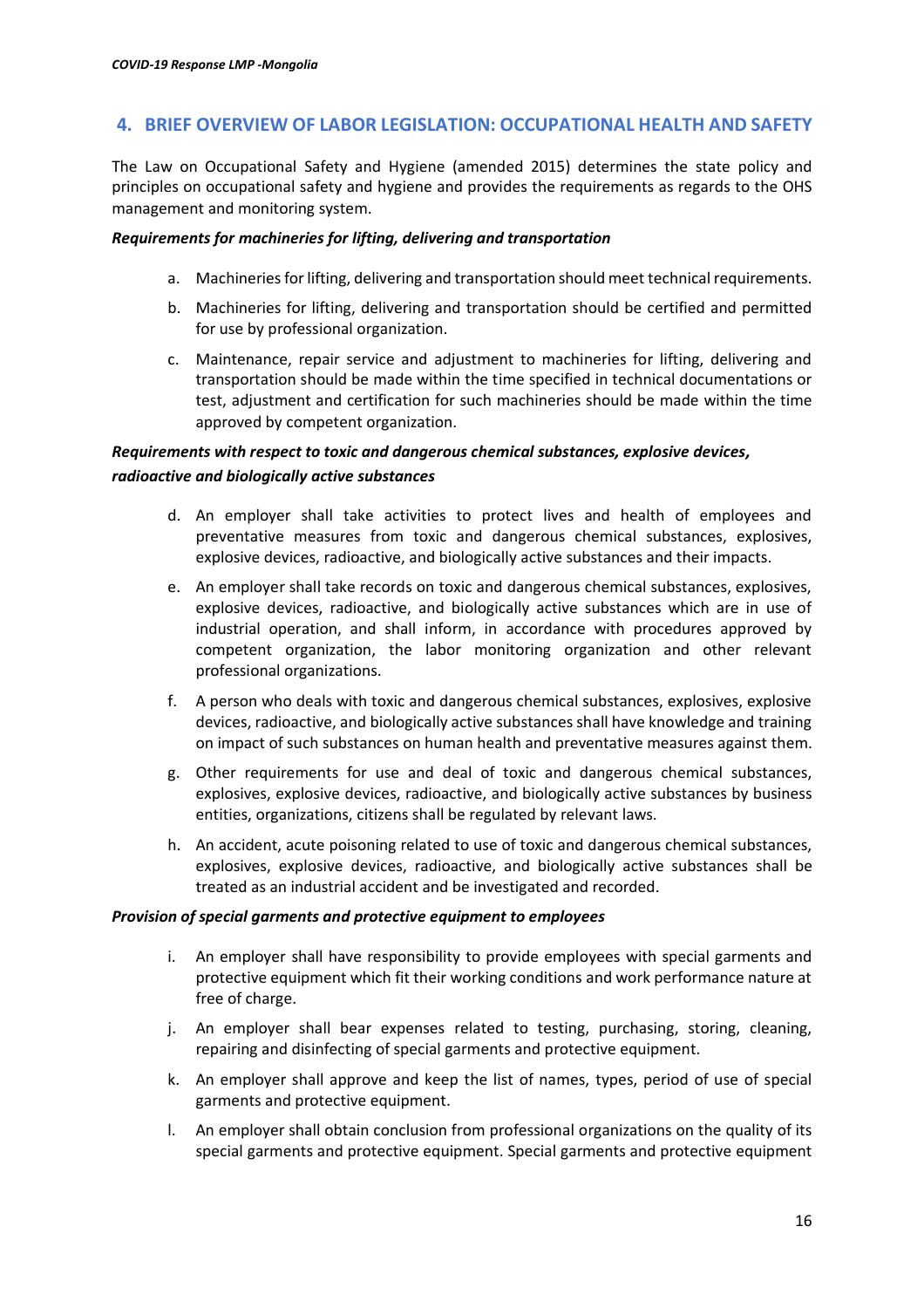## 4. BRIEF OVERVIEW OF LABOR LEGISLATION: OCCUPATIONAL HEALTH AND SAFETY

The Law on Occupational Safety and Hygiene (amended 2015) determines the state policy and principles on occupational safety and hygiene and provides the requirements as regards to the OHS management and monitoring system.

***Requirements for machineries for lifting, delivering and transportation***

a. Machineries for lifting, delivering and transportation should meet technical requirements.

b. Machineries for lifting, delivering and transportation should be certified and permitted for use by professional organization.

c. Maintenance, repair service and adjustment to machineries for lifting, delivering and transportation should be made within the time specified in technical documentations or test, adjustment and certification for such machineries should be made within the time approved by competent organization.

***Requirements with respect to toxic and dangerous chemical substances, explosive devices, radioactive and biologically active substances***

d. An employer shall take activities to protect lives and health of employees and preventative measures from toxic and dangerous chemical substances, explosives, explosive devices, radioactive, and biologically active substances and their impacts.

e. An employer shall take records on toxic and dangerous chemical substances, explosives, explosive devices, radioactive, and biologically active substances which are in use of industrial operation, and shall inform, in accordance with procedures approved by competent organization, the labor monitoring organization and other relevant professional organizations.

f. A person who deals with toxic and dangerous chemical substances, explosives, explosive devices, radioactive, and biologically active substances shall have knowledge and training on impact of such substances on human health and preventative measures against them.

g. Other requirements for use and deal of toxic and dangerous chemical substances, explosives, explosive devices, radioactive, and biologically active substances by business entities, organizations, citizens shall be regulated by relevant laws.

h. An accident, acute poisoning related to use of toxic and dangerous chemical substances, explosives, explosive devices, radioactive, and biologically active substances shall be treated as an industrial accident and be investigated and recorded.

***Provision of special garments and protective equipment to employees***

i. An employer shall have responsibility to provide employees with special garments and protective equipment which fit their working conditions and work performance nature at free of charge.

j. An employer shall bear expenses related to testing, purchasing, storing, cleaning, repairing and disinfecting of special garments and protective equipment.

k. An employer shall approve and keep the list of names, types, period of use of special garments and protective equipment.

l. An employer shall obtain conclusion from professional organizations on the quality of its special garments and protective equipment. Special garments and protective equipment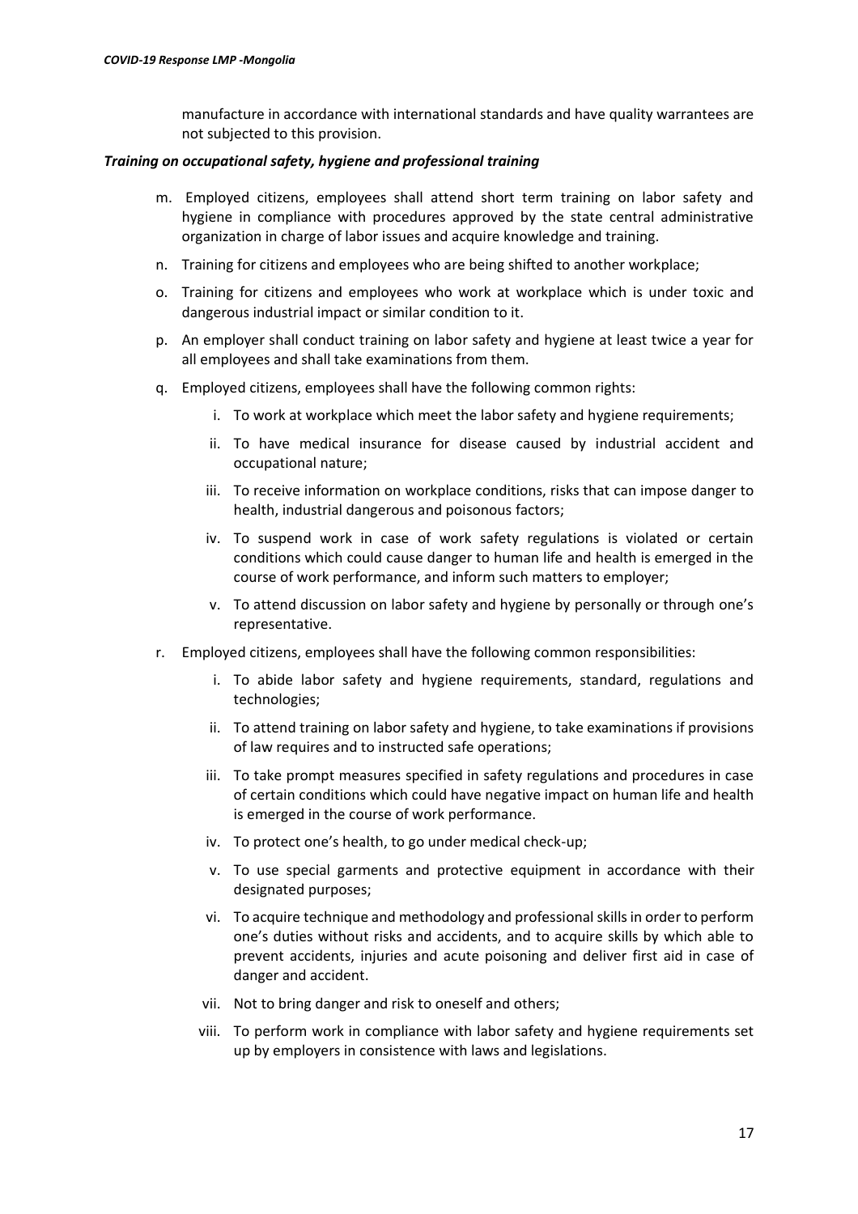manufacture in accordance with international standards and have quality warrantees are not subjected to this provision.

***Training on occupational safety, hygiene and professional training***

m. Employed citizens, employees shall attend short term training on labor safety and hygiene in compliance with procedures approved by the state central administrative organization in charge of labor issues and acquire knowledge and training.

n. Training for citizens and employees who are being shifted to another workplace;

o. Training for citizens and employees who work at workplace which is under toxic and dangerous industrial impact or similar condition to it.

p. An employer shall conduct training on labor safety and hygiene at least twice a year for all employees and shall take examinations from them.

q. Employed citizens, employees shall have the following common rights:

   i. To work at workplace which meet the labor safety and hygiene requirements;

   ii. To have medical insurance for disease caused by industrial accident and occupational nature;

   iii. To receive information on workplace conditions, risks that can impose danger to health, industrial dangerous and poisonous factors;

   iv. To suspend work in case of work safety regulations is violated or certain conditions which could cause danger to human life and health is emerged in the course of work performance, and inform such matters to employer;

   v. To attend discussion on labor safety and hygiene by personally or through one's representative.

r. Employed citizens, employees shall have the following common responsibilities:

   i. To abide labor safety and hygiene requirements, standard, regulations and technologies;

   ii. To attend training on labor safety and hygiene, to take examinations if provisions of law requires and to instructed safe operations;

   iii. To take prompt measures specified in safety regulations and procedures in case of certain conditions which could have negative impact on human life and health is emerged in the course of work performance.

   iv. To protect one's health, to go under medical check-up;

   v. To use special garments and protective equipment in accordance with their designated purposes;

   vi. To acquire technique and methodology and professional skills in order to perform one's duties without risks and accidents, and to acquire skills by which able to prevent accidents, injuries and acute poisoning and deliver first aid in case of danger and accident.

   vii. Not to bring danger and risk to oneself and others;

   viii. To perform work in compliance with labor safety and hygiene requirements set up by employers in consistence with laws and legislations.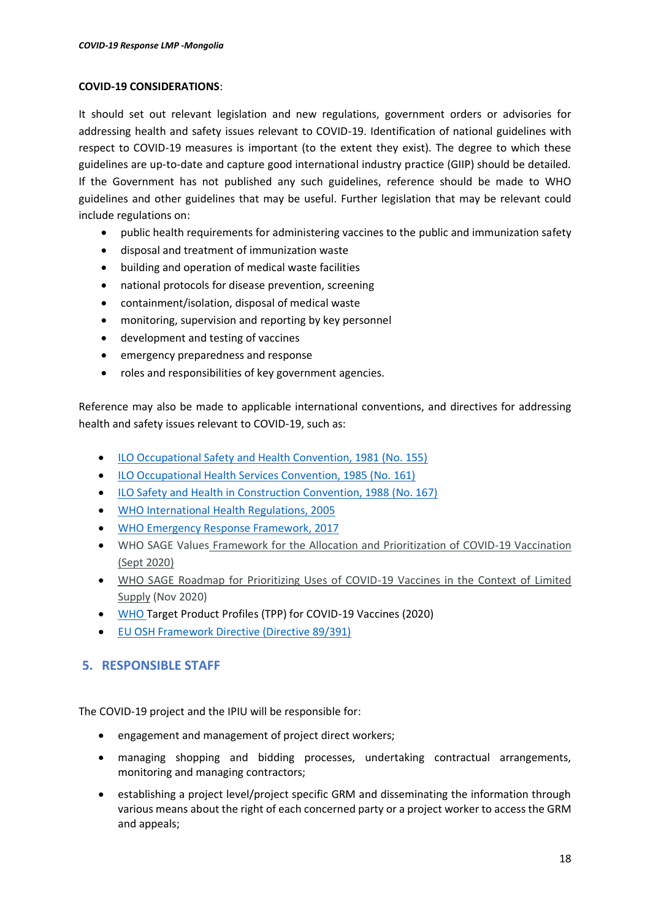**COVID-19 CONSIDERATIONS**:

It should set out relevant legislation and new regulations, government orders or advisories for addressing health and safety issues relevant to COVID-19. Identification of national guidelines with respect to COVID-19 measures is important (to the extent they exist). The degree to which these guidelines are up-to-date and capture good international industry practice (GIIP) should be detailed. If the Government has not published any such guidelines, reference should be made to WHO guidelines and other guidelines that may be useful. Further legislation that may be relevant could include regulations on:

- public health requirements for administering vaccines to the public and immunization safety
- disposal and treatment of immunization waste
- building and operation of medical waste facilities
- national protocols for disease prevention, screening
- containment/isolation, disposal of medical waste
- monitoring, supervision and reporting by key personnel
- development and testing of vaccines
- emergency preparedness and response
- roles and responsibilities of key government agencies.

Reference may also be made to applicable international conventions, and directives for addressing health and safety issues relevant to COVID-19, such as:

- ILO Occupational Safety and Health Convention, 1981 (No. 155)
- ILO Occupational Health Services Convention, 1985 (No. 161)
- ILO Safety and Health in Construction Convention, 1988 (No. 167)
- WHO International Health Regulations, 2005
- WHO Emergency Response Framework, 2017
- WHO SAGE Values Framework for the Allocation and Prioritization of COVID-19 Vaccination (Sept 2020)
- WHO SAGE Roadmap for Prioritizing Uses of COVID-19 Vaccines in the Context of Limited Supply (Nov 2020)
- WHO Target Product Profiles (TPP) for COVID-19 Vaccines (2020)
- EU OSH Framework Directive (Directive 89/391)

## 5. RESPONSIBLE STAFF

The COVID-19 project and the IPIU will be responsible for:

- engagement and management of project direct workers;
- managing shopping and bidding processes, undertaking contractual arrangements, monitoring and managing contractors;
- establishing a project level/project specific GRM and disseminating the information through various means about the right of each concerned party or a project worker to access the GRM and appeals;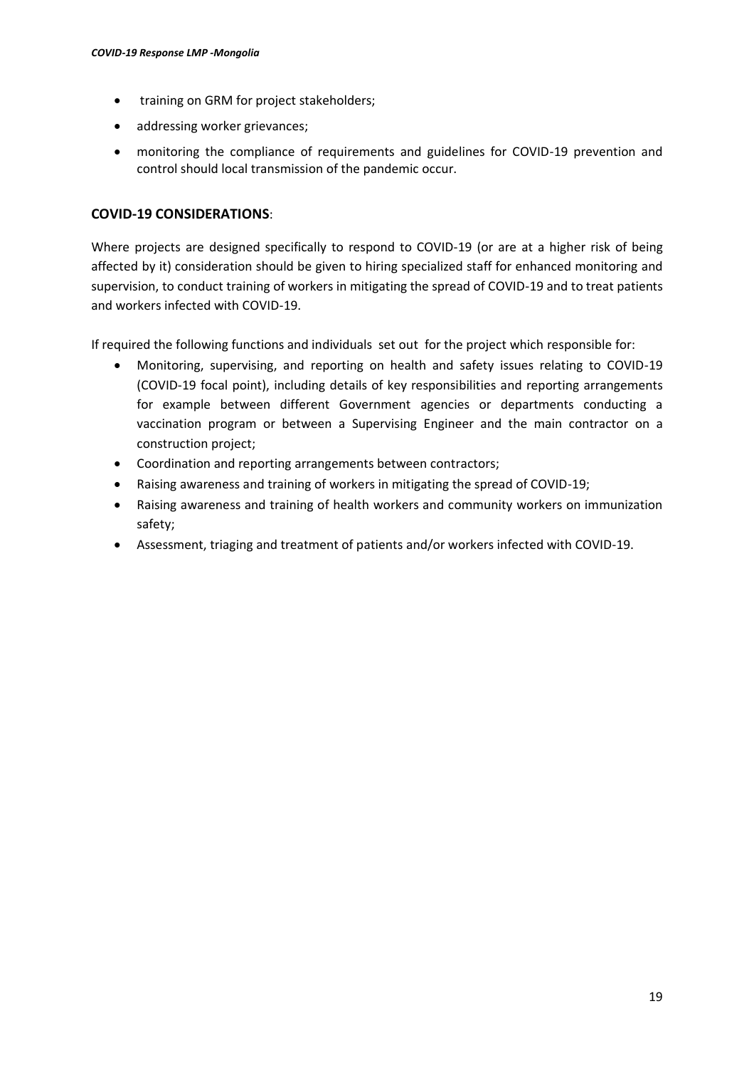- training on GRM for project stakeholders;
- addressing worker grievances;
- monitoring the compliance of requirements and guidelines for COVID-19 prevention and control should local transmission of the pandemic occur.

## COVID-19 CONSIDERATIONS:

Where projects are designed specifically to respond to COVID-19 (or are at a higher risk of being affected by it) consideration should be given to hiring specialized staff for enhanced monitoring and supervision, to conduct training of workers in mitigating the spread of COVID-19 and to treat patients and workers infected with COVID-19.

If required the following functions and individuals set out for the project which responsible for:

- Monitoring, supervising, and reporting on health and safety issues relating to COVID-19 (COVID-19 focal point), including details of key responsibilities and reporting arrangements for example between different Government agencies or departments conducting a vaccination program or between a Supervising Engineer and the main contractor on a construction project;
- Coordination and reporting arrangements between contractors;
- Raising awareness and training of workers in mitigating the spread of COVID-19;
- Raising awareness and training of health workers and community workers on immunization safety;
- Assessment, triaging and treatment of patients and/or workers infected with COVID-19.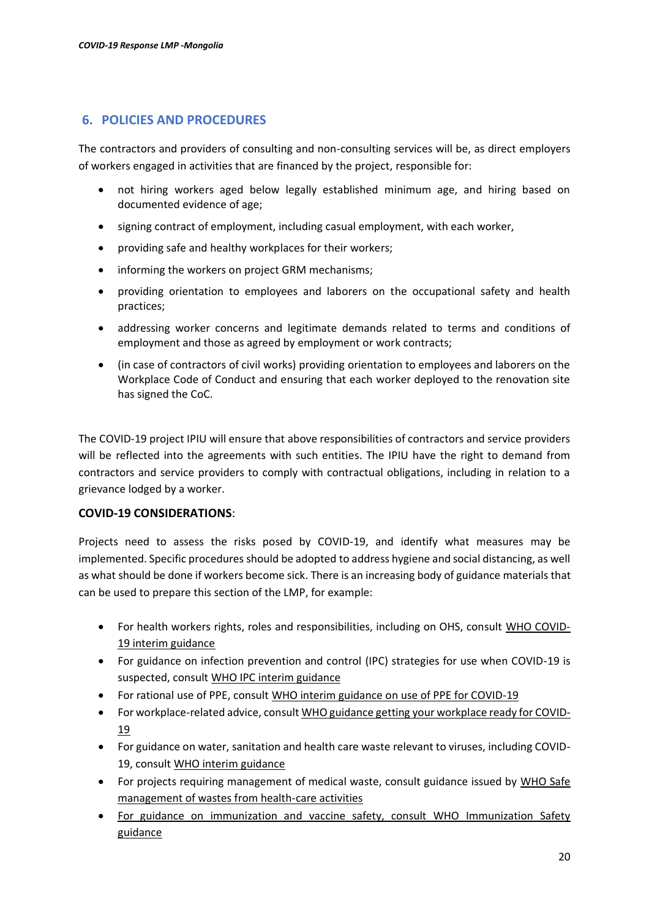## 6. POLICIES AND PROCEDURES

The contractors and providers of consulting and non-consulting services will be, as direct employers of workers engaged in activities that are financed by the project, responsible for:

- not hiring workers aged below legally established minimum age, and hiring based on documented evidence of age;
- signing contract of employment, including casual employment, with each worker,
- providing safe and healthy workplaces for their workers;
- informing the workers on project GRM mechanisms;
- providing orientation to employees and laborers on the occupational safety and health practices;
- addressing worker concerns and legitimate demands related to terms and conditions of employment and those as agreed by employment or work contracts;
- (in case of contractors of civil works) providing orientation to employees and laborers on the Workplace Code of Conduct and ensuring that each worker deployed to the renovation site has signed the CoC.

The COVID-19 project IPIU will ensure that above responsibilities of contractors and service providers will be reflected into the agreements with such entities. The IPIU have the right to demand from contractors and service providers to comply with contractual obligations, including in relation to a grievance lodged by a worker.

**COVID-19 CONSIDERATIONS**:

Projects need to assess the risks posed by COVID-19, and identify what measures may be implemented. Specific procedures should be adopted to address hygiene and social distancing, as well as what should be done if workers become sick. There is an increasing body of guidance materials that can be used to prepare this section of the LMP, for example:

- For health workers rights, roles and responsibilities, including on OHS, consult WHO COVID-19 interim guidance
- For guidance on infection prevention and control (IPC) strategies for use when COVID-19 is suspected, consult WHO IPC interim guidance
- For rational use of PPE, consult WHO interim guidance on use of PPE for COVID-19
- For workplace-related advice, consult WHO guidance getting your workplace ready for COVID-19
- For guidance on water, sanitation and health care waste relevant to viruses, including COVID-19, consult WHO interim guidance
- For projects requiring management of medical waste, consult guidance issued by WHO Safe management of wastes from health-care activities
- For guidance on immunization and vaccine safety, consult WHO Immunization Safety guidance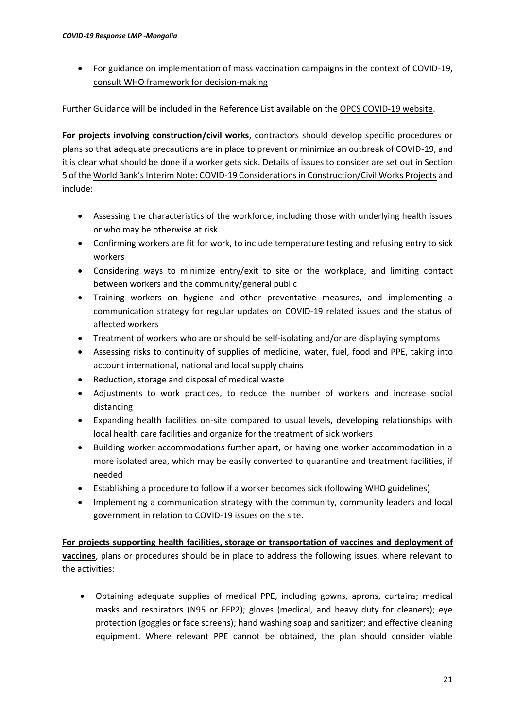- For guidance on implementation of mass vaccination campaigns in the context of COVID-19, consult WHO framework for decision-making

Further Guidance will be included in the Reference List available on the OPCS COVID-19 website.

**For projects involving construction/civil works**, contractors should develop specific procedures or plans so that adequate precautions are in place to prevent or minimize an outbreak of COVID-19, and it is clear what should be done if a worker gets sick. Details of issues to consider are set out in Section 5 of the World Bank's Interim Note: COVID-19 Considerations in Construction/Civil Works Projects and include:

- Assessing the characteristics of the workforce, including those with underlying health issues or who may be otherwise at risk
- Confirming workers are fit for work, to include temperature testing and refusing entry to sick workers
- Considering ways to minimize entry/exit to site or the workplace, and limiting contact between workers and the community/general public
- Training workers on hygiene and other preventative measures, and implementing a communication strategy for regular updates on COVID-19 related issues and the status of affected workers
- Treatment of workers who are or should be self-isolating and/or are displaying symptoms
- Assessing risks to continuity of supplies of medicine, water, fuel, food and PPE, taking into account international, national and local supply chains
- Reduction, storage and disposal of medical waste
- Adjustments to work practices, to reduce the number of workers and increase social distancing
- Expanding health facilities on-site compared to usual levels, developing relationships with local health care facilities and organize for the treatment of sick workers
- Building worker accommodations further apart, or having one worker accommodation in a more isolated area, which may be easily converted to quarantine and treatment facilities, if needed
- Establishing a procedure to follow if a worker becomes sick (following WHO guidelines)
- Implementing a communication strategy with the community, community leaders and local government in relation to COVID-19 issues on the site.

**For projects supporting health facilities, storage or transportation of vaccines and deployment of vaccines**, plans or procedures should be in place to address the following issues, where relevant to the activities:

- Obtaining adequate supplies of medical PPE, including gowns, aprons, curtains; medical masks and respirators (N95 or FFP2); gloves (medical, and heavy duty for cleaners); eye protection (goggles or face screens); hand washing soap and sanitizer; and effective cleaning equipment. Where relevant PPE cannot be obtained, the plan should consider viable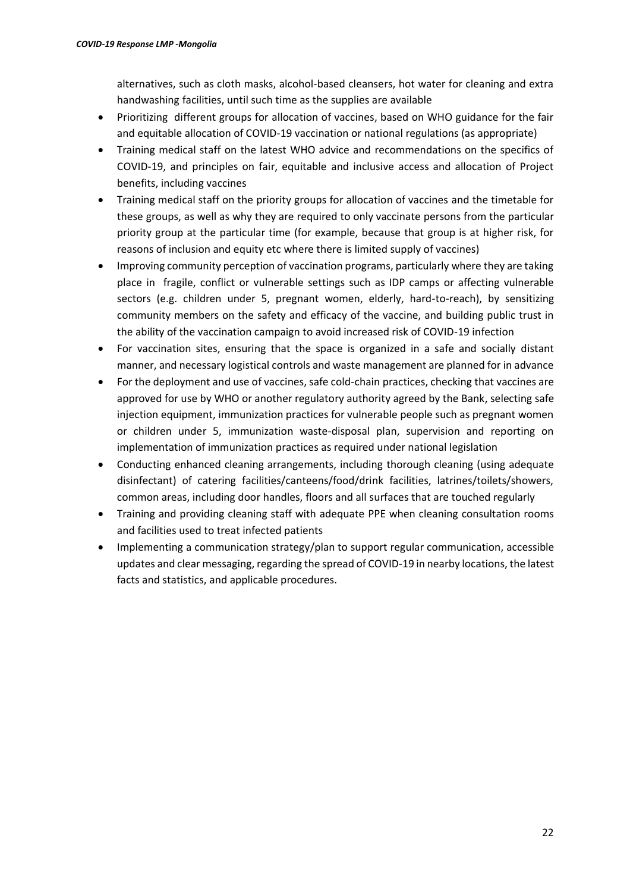alternatives, such as cloth masks, alcohol-based cleansers, hot water for cleaning and extra handwashing facilities, until such time as the supplies are available

- Prioritizing different groups for allocation of vaccines, based on WHO guidance for the fair and equitable allocation of COVID-19 vaccination or national regulations (as appropriate)
- Training medical staff on the latest WHO advice and recommendations on the specifics of COVID-19, and principles on fair, equitable and inclusive access and allocation of Project benefits, including vaccines
- Training medical staff on the priority groups for allocation of vaccines and the timetable for these groups, as well as why they are required to only vaccinate persons from the particular priority group at the particular time (for example, because that group is at higher risk, for reasons of inclusion and equity etc where there is limited supply of vaccines)
- Improving community perception of vaccination programs, particularly where they are taking place in fragile, conflict or vulnerable settings such as IDP camps or affecting vulnerable sectors (e.g. children under 5, pregnant women, elderly, hard-to-reach), by sensitizing community members on the safety and efficacy of the vaccine, and building public trust in the ability of the vaccination campaign to avoid increased risk of COVID-19 infection
- For vaccination sites, ensuring that the space is organized in a safe and socially distant manner, and necessary logistical controls and waste management are planned for in advance
- For the deployment and use of vaccines, safe cold-chain practices, checking that vaccines are approved for use by WHO or another regulatory authority agreed by the Bank, selecting safe injection equipment, immunization practices for vulnerable people such as pregnant women or children under 5, immunization waste-disposal plan, supervision and reporting on implementation of immunization practices as required under national legislation
- Conducting enhanced cleaning arrangements, including thorough cleaning (using adequate disinfectant) of catering facilities/canteens/food/drink facilities, latrines/toilets/showers, common areas, including door handles, floors and all surfaces that are touched regularly
- Training and providing cleaning staff with adequate PPE when cleaning consultation rooms and facilities used to treat infected patients
- Implementing a communication strategy/plan to support regular communication, accessible updates and clear messaging, regarding the spread of COVID-19 in nearby locations, the latest facts and statistics, and applicable procedures.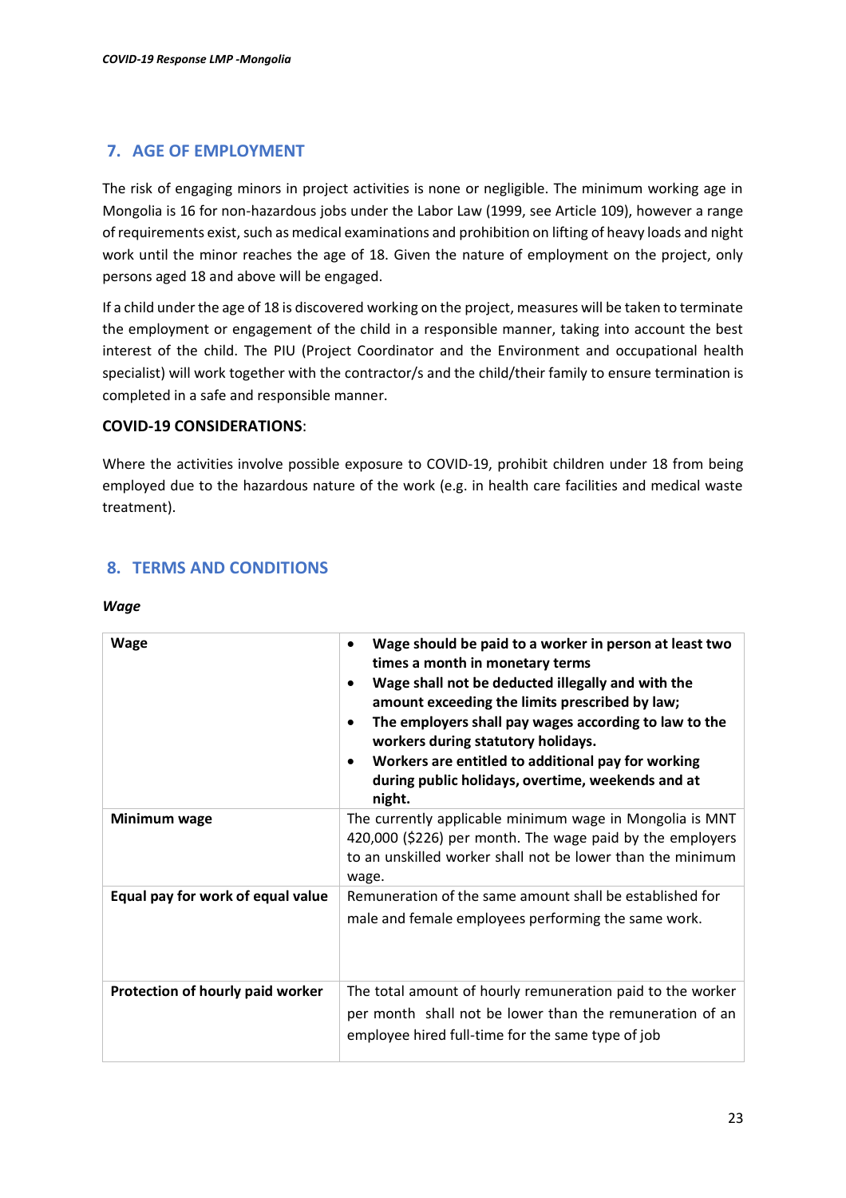## 7. AGE OF EMPLOYMENT

The risk of engaging minors in project activities is none or negligible. The minimum working age in Mongolia is 16 for non-hazardous jobs under the Labor Law (1999, see Article 109), however a range of requirements exist, such as medical examinations and prohibition on lifting of heavy loads and night work until the minor reaches the age of 18. Given the nature of employment on the project, only persons aged 18 and above will be engaged.

If a child under the age of 18 is discovered working on the project, measures will be taken to terminate the employment or engagement of the child in a responsible manner, taking into account the best interest of the child. The PIU (Project Coordinator and the Environment and occupational health specialist) will work together with the contractor/s and the child/their family to ensure termination is completed in a safe and responsible manner.

**COVID-19 CONSIDERATIONS**:

Where the activities involve possible exposure to COVID-19, prohibit children under 18 from being employed due to the hazardous nature of the work (e.g. in health care facilities and medical waste treatment).

## 8. TERMS AND CONDITIONS

***Wage***

| **Wage** | • **Wage should be paid to a worker in person at least two times a month in monetary terms**<br>• **Wage shall not be deducted illegally and with the amount exceeding the limits prescribed by law;**<br>• **The employers shall pay wages according to law to the workers during statutory holidays.**<br>• **Workers are entitled to additional pay for working during public holidays, overtime, weekends and at night.** |
|---|---|
| **Minimum wage** | The currently applicable minimum wage in Mongolia is MNT 420,000 ($226) per month. The wage paid by the employers to an unskilled worker shall not be lower than the minimum wage. |
| **Equal pay for work of equal value** | Remuneration of the same amount shall be established for male and female employees performing the same work. |
| **Protection of hourly paid worker** | The total amount of hourly remuneration paid to the worker per month shall not be lower than the remuneration of an employee hired full-time for the same type of job |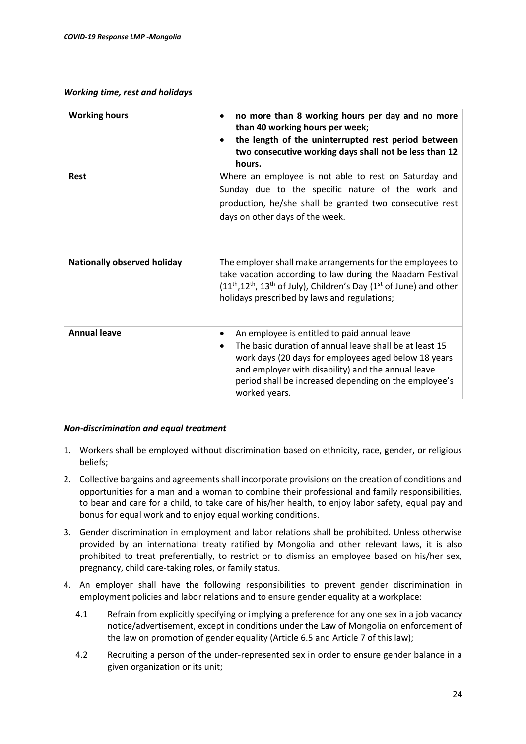### *Working time, rest and holidays*

| | |
|---|---|
| **Working hours** | • **no more than 8 working hours per day and no more than 40 working hours per week;**<br>• **the length of the uninterrupted rest period between two consecutive working days shall not be less than 12 hours.** |
| **Rest** | Where an employee is not able to rest on Saturday and Sunday due to the specific nature of the work and production, he/she shall be granted two consecutive rest days on other days of the week. |
| **Nationally observed holiday** | The employer shall make arrangements for the employees to take vacation according to law during the Naadam Festival (11th,12th, 13th of July), Children's Day (1st of June) and other holidays prescribed by laws and regulations; |
| **Annual leave** | • An employee is entitled to paid annual leave<br>• The basic duration of annual leave shall be at least 15 work days (20 days for employees aged below 18 years and employer with disability) and the annual leave period shall be increased depending on the employee's worked years. |

### *Non-discrimination and equal treatment*

1. Workers shall be employed without discrimination based on ethnicity, race, gender, or religious beliefs;
2. Collective bargains and agreements shall incorporate provisions on the creation of conditions and opportunities for a man and a woman to combine their professional and family responsibilities, to bear and care for a child, to take care of his/her health, to enjoy labor safety, equal pay and bonus for equal work and to enjoy equal working conditions.
3. Gender discrimination in employment and labor relations shall be prohibited. Unless otherwise provided by an international treaty ratified by Mongolia and other relevant laws, it is also prohibited to treat preferentially, to restrict or to dismiss an employee based on his/her sex, pregnancy, child care-taking roles, or family status.
4. An employer shall have the following responsibilities to prevent gender discrimination in employment policies and labor relations and to ensure gender equality at a workplace:
   - 4.1 Refrain from explicitly specifying or implying a preference for any one sex in a job vacancy notice/advertisement, except in conditions under the Law of Mongolia on enforcement of the law on promotion of gender equality (Article 6.5 and Article 7 of this law);
   - 4.2 Recruiting a person of the under-represented sex in order to ensure gender balance in a given organization or its unit;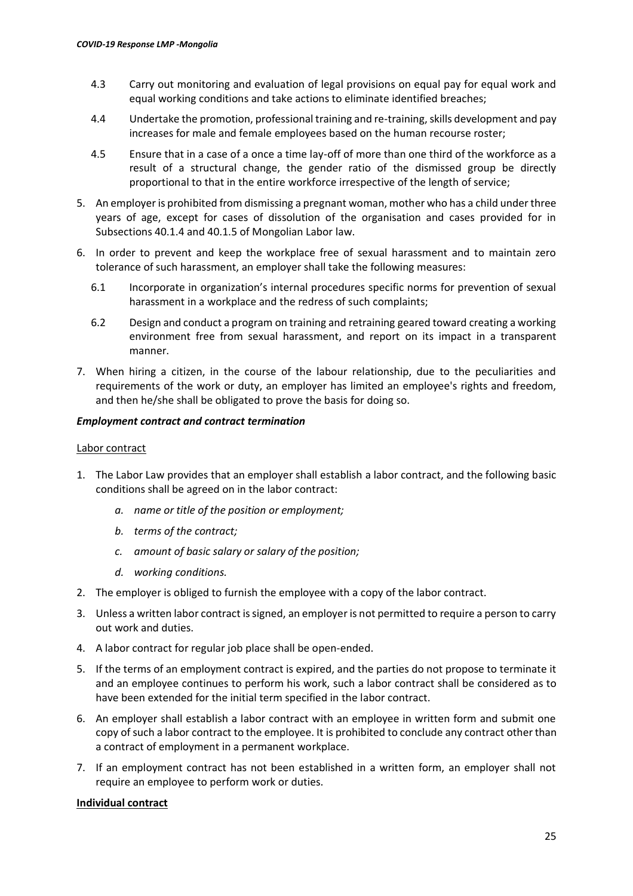4.3 Carry out monitoring and evaluation of legal provisions on equal pay for equal work and equal working conditions and take actions to eliminate identified breaches;

4.4 Undertake the promotion, professional training and re-training, skills development and pay increases for male and female employees based on the human recourse roster;

4.5 Ensure that in a case of a once a time lay-off of more than one third of the workforce as a result of a structural change, the gender ratio of the dismissed group be directly proportional to that in the entire workforce irrespective of the length of service;

5. An employer is prohibited from dismissing a pregnant woman, mother who has a child under three years of age, except for cases of dissolution of the organisation and cases provided for in Subsections 40.1.4 and 40.1.5 of Mongolian Labor law.

6. In order to prevent and keep the workplace free of sexual harassment and to maintain zero tolerance of such harassment, an employer shall take the following measures:

   6.1 Incorporate in organization's internal procedures specific norms for prevention of sexual harassment in a workplace and the redress of such complaints;

   6.2 Design and conduct a program on training and retraining geared toward creating a working environment free from sexual harassment, and report on its impact in a transparent manner.

7. When hiring a citizen, in the course of the labour relationship, due to the peculiarities and requirements of the work or duty, an employer has limited an employee's rights and freedom, and then he/she shall be obligated to prove the basis for doing so.

***Employment contract and contract termination***

<u>Labor contract</u>

1. The Labor Law provides that an employer shall establish a labor contract, and the following basic conditions shall be agreed on in the labor contract:

   *a. name or title of the position or employment;*

   *b. terms of the contract;*

   *c. amount of basic salary or salary of the position;*

   *d. working conditions.*

2. The employer is obliged to furnish the employee with a copy of the labor contract.

3. Unless a written labor contract is signed, an employer is not permitted to require a person to carry out work and duties.

4. A labor contract for regular job place shall be open-ended.

5. If the terms of an employment contract is expired, and the parties do not propose to terminate it and an employee continues to perform his work, such a labor contract shall be considered as to have been extended for the initial term specified in the labor contract.

6. An employer shall establish a labor contract with an employee in written form and submit one copy of such a labor contract to the employee. It is prohibited to conclude any contract other than a contract of employment in a permanent workplace.

7. If an employment contract has not been established in a written form, an employer shall not require an employee to perform work or duties.

**<u>Individual contract</u>**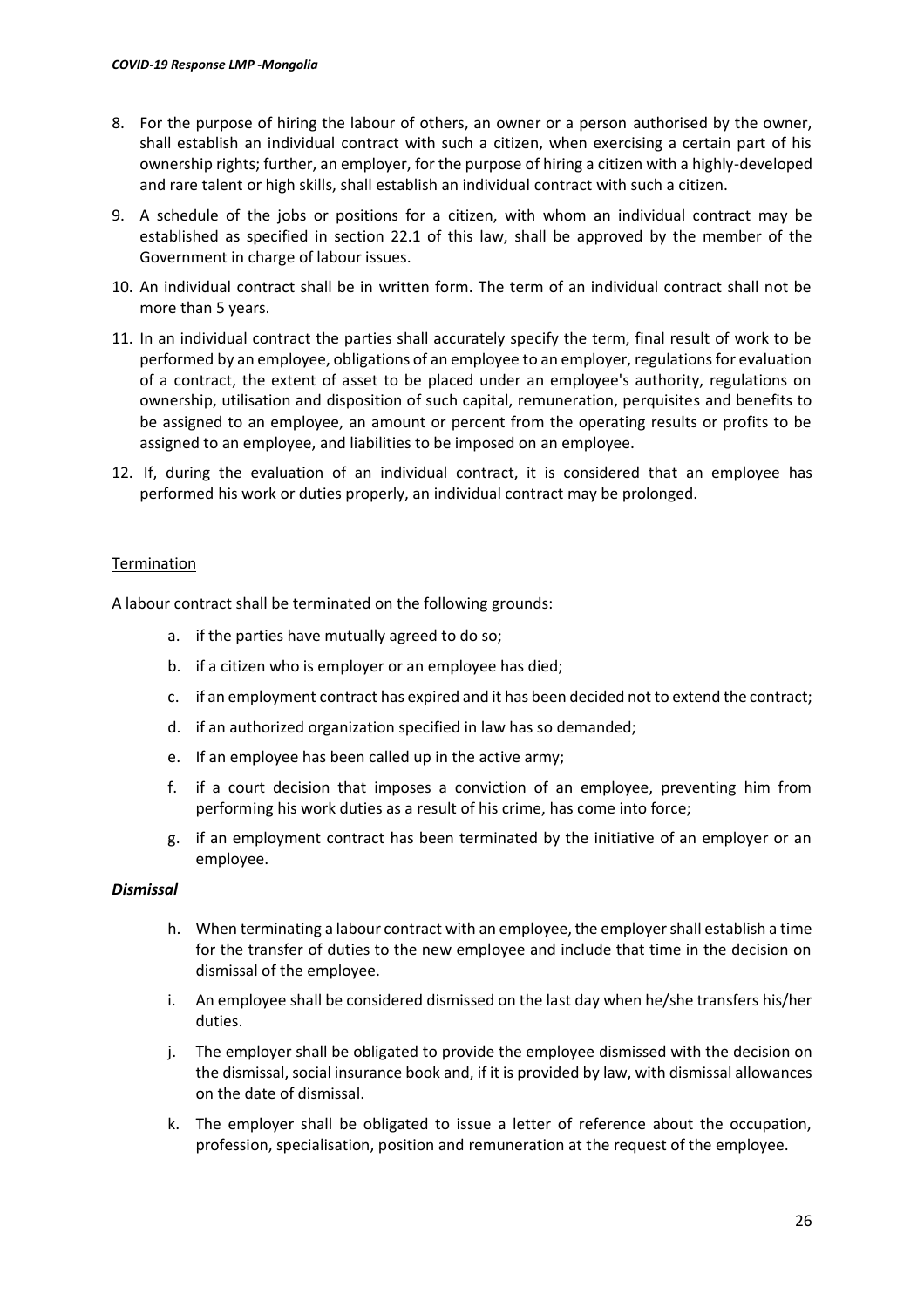8. For the purpose of hiring the labour of others, an owner or a person authorised by the owner, shall establish an individual contract with such a citizen, when exercising a certain part of his ownership rights; further, an employer, for the purpose of hiring a citizen with a highly-developed and rare talent or high skills, shall establish an individual contract with such a citizen.
9. A schedule of the jobs or positions for a citizen, with whom an individual contract may be established as specified in section 22.1 of this law, shall be approved by the member of the Government in charge of labour issues.
10. An individual contract shall be in written form. The term of an individual contract shall not be more than 5 years.
11. In an individual contract the parties shall accurately specify the term, final result of work to be performed by an employee, obligations of an employee to an employer, regulations for evaluation of a contract, the extent of asset to be placed under an employee's authority, regulations on ownership, utilisation and disposition of such capital, remuneration, perquisites and benefits to be assigned to an employee, an amount or percent from the operating results or profits to be assigned to an employee, and liabilities to be imposed on an employee.
12. If, during the evaluation of an individual contract, it is considered that an employee has performed his work or duties properly, an individual contract may be prolonged.

Termination

A labour contract shall be terminated on the following grounds:

a. if the parties have mutually agreed to do so;
b. if a citizen who is employer or an employee has died;
c. if an employment contract has expired and it has been decided not to extend the contract;
d. if an authorized organization specified in law has so demanded;
e. If an employee has been called up in the active army;
f. if a court decision that imposes a conviction of an employee, preventing him from performing his work duties as a result of his crime, has come into force;
g. if an employment contract has been terminated by the initiative of an employer or an employee.

***Dismissal***

h. When terminating a labour contract with an employee, the employer shall establish a time for the transfer of duties to the new employee and include that time in the decision on dismissal of the employee.
i. An employee shall be considered dismissed on the last day when he/she transfers his/her duties.
j. The employer shall be obligated to provide the employee dismissed with the decision on the dismissal, social insurance book and, if it is provided by law, with dismissal allowances on the date of dismissal.
k. The employer shall be obligated to issue a letter of reference about the occupation, profession, specialisation, position and remuneration at the request of the employee.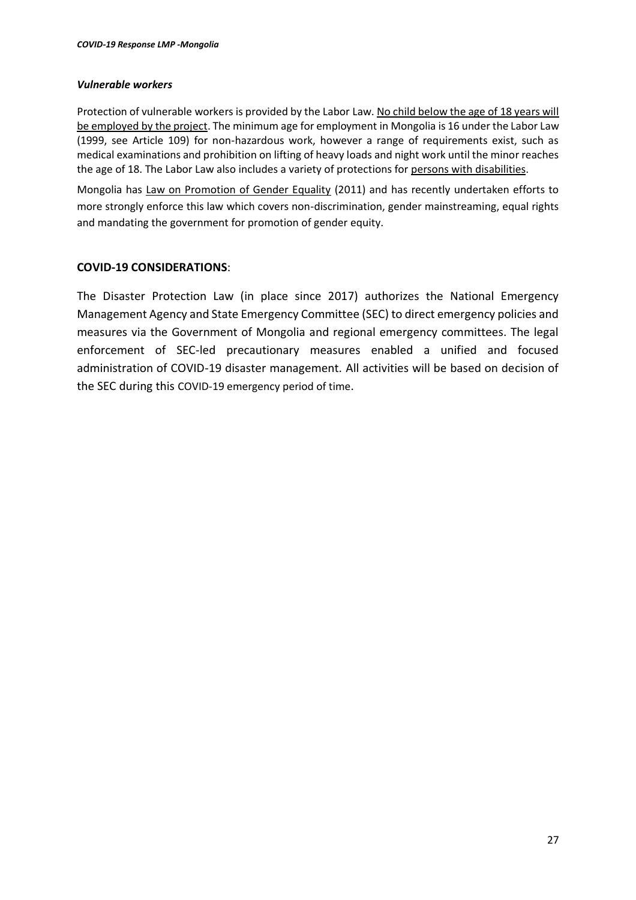### *Vulnerable workers*

Protection of vulnerable workers is provided by the Labor Law. No child below the age of 18 years will be employed by the project. The minimum age for employment in Mongolia is 16 under the Labor Law (1999, see Article 109) for non-hazardous work, however a range of requirements exist, such as medical examinations and prohibition on lifting of heavy loads and night work until the minor reaches the age of 18. The Labor Law also includes a variety of protections for persons with disabilities.

Mongolia has Law on Promotion of Gender Equality (2011) and has recently undertaken efforts to more strongly enforce this law which covers non-discrimination, gender mainstreaming, equal rights and mandating the government for promotion of gender equity.

**COVID-19 CONSIDERATIONS**:

The Disaster Protection Law (in place since 2017) authorizes the National Emergency Management Agency and State Emergency Committee (SEC) to direct emergency policies and measures via the Government of Mongolia and regional emergency committees. The legal enforcement of SEC-led precautionary measures enabled a unified and focused administration of COVID-19 disaster management. All activities will be based on decision of the SEC during this COVID-19 emergency period of time.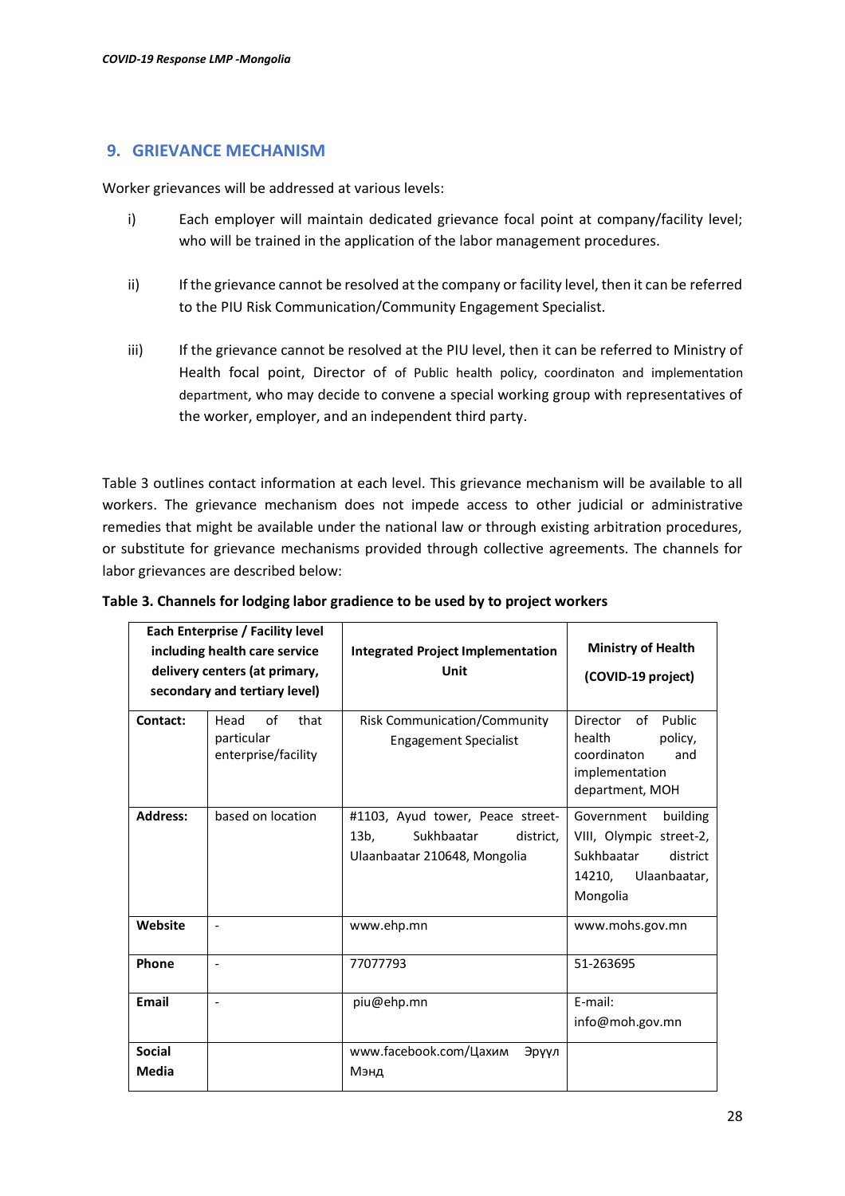## 9. GRIEVANCE MECHANISM

Worker grievances will be addressed at various levels:

i) Each employer will maintain dedicated grievance focal point at company/facility level; who will be trained in the application of the labor management procedures.

ii) If the grievance cannot be resolved at the company or facility level, then it can be referred to the PIU Risk Communication/Community Engagement Specialist.

iii) If the grievance cannot be resolved at the PIU level, then it can be referred to Ministry of Health focal point, Director of of Public health policy, coordinaton and implementation department, who may decide to convene a special working group with representatives of the worker, employer, and an independent third party.

Table 3 outlines contact information at each level. This grievance mechanism will be available to all workers. The grievance mechanism does not impede access to other judicial or administrative remedies that might be available under the national law or through existing arbitration procedures, or substitute for grievance mechanisms provided through collective agreements. The channels for labor grievances are described below:

**Table 3. Channels for lodging labor gradience to be used by to project workers**

| Each Enterprise / Facility level including health care service delivery centers (at primary, secondary and tertiary level) | | Integrated Project Implementation Unit | Ministry of Health (COVID-19 project) |
|---|---|---|---|
| **Contact:** | Head of that particular enterprise/facility | Risk Communication/Community Engagement Specialist | Director of Public health policy, coordinaton and implementation department, MOH |
| **Address:** | based on location | #1103, Ayud tower, Peace street-13b, Sukhbaatar district, Ulaanbaatar 210648, Mongolia | Government building VIII, Olympic street-2, Sukhbaatar district 14210, Ulaanbaatar, Mongolia |
| **Website** | - | www.ehp.mn | www.mohs.gov.mn |
| **Phone** | - | 77077793 | 51-263695 |
| **Email** | - | piu@ehp.mn | E-mail: info@moh.gov.mn |
| **Social Media** | | www.facebook.com/Цахим Эрүүл Мэнд | |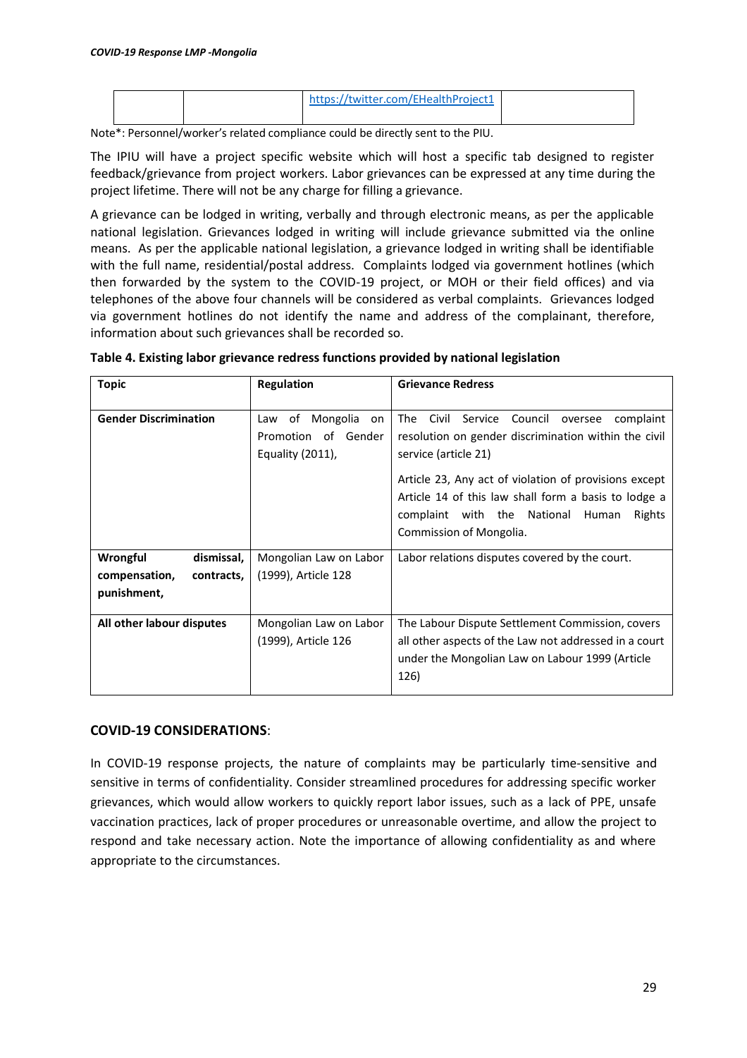| | | https://twitter.com/EHealthProject1 | |
|---|---|---|---|

Note*: Personnel/worker's related compliance could be directly sent to the PIU.

The IPIU will have a project specific website which will host a specific tab designed to register feedback/grievance from project workers. Labor grievances can be expressed at any time during the project lifetime. There will not be any charge for filling a grievance.

A grievance can be lodged in writing, verbally and through electronic means, as per the applicable national legislation. Grievances lodged in writing will include grievance submitted via the online means. As per the applicable national legislation, a grievance lodged in writing shall be identifiable with the full name, residential/postal address. Complaints lodged via government hotlines (which then forwarded by the system to the COVID-19 project, or MOH or their field offices) and via telephones of the above four channels will be considered as verbal complaints. Grievances lodged via government hotlines do not identify the name and address of the complainant, therefore, information about such grievances shall be recorded so.

**Table 4. Existing labor grievance redress functions provided by national legislation**

| Topic | Regulation | Grievance Redress |
|---|---|---|
| **Gender Discrimination** | Law of Mongolia on Promotion of Gender Equality (2011), | The Civil Service Council oversee complaint resolution on gender discrimination within the civil service (article 21)<br><br>Article 23, Any act of violation of provisions except Article 14 of this law shall form a basis to lodge a complaint with the National Human Rights Commission of Mongolia. |
| **Wrongful dismissal, compensation, contracts, punishment,** | Mongolian Law on Labor (1999), Article 128 | Labor relations disputes covered by the court. |
| **All other labour disputes** | Mongolian Law on Labor (1999), Article 126 | The Labour Dispute Settlement Commission, covers all other aspects of the Law not addressed in a court under the Mongolian Law on Labour 1999 (Article 126) |

## COVID-19 CONSIDERATIONS:

In COVID-19 response projects, the nature of complaints may be particularly time-sensitive and sensitive in terms of confidentiality. Consider streamlined procedures for addressing specific worker grievances, which would allow workers to quickly report labor issues, such as a lack of PPE, unsafe vaccination practices, lack of proper procedures or unreasonable overtime, and allow the project to respond and take necessary action. Note the importance of allowing confidentiality as and where appropriate to the circumstances.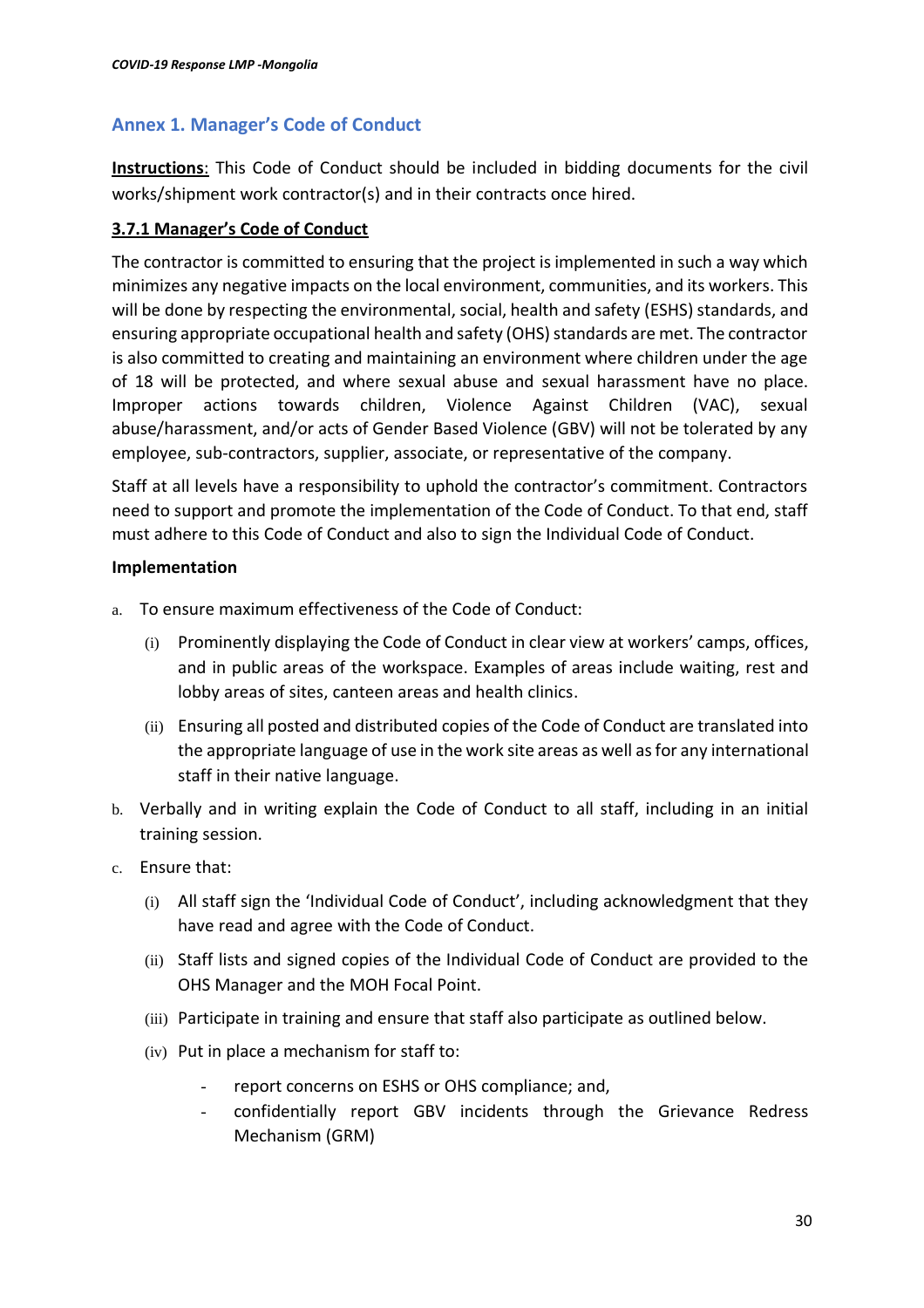## Annex 1. Manager's Code of Conduct

**Instructions**: This Code of Conduct should be included in bidding documents for the civil works/shipment work contractor(s) and in their contracts once hired.

**3.7.1 Manager's Code of Conduct**

The contractor is committed to ensuring that the project is implemented in such a way which minimizes any negative impacts on the local environment, communities, and its workers. This will be done by respecting the environmental, social, health and safety (ESHS) standards, and ensuring appropriate occupational health and safety (OHS) standards are met. The contractor is also committed to creating and maintaining an environment where children under the age of 18 will be protected, and where sexual abuse and sexual harassment have no place. Improper actions towards children, Violence Against Children (VAC), sexual abuse/harassment, and/or acts of Gender Based Violence (GBV) will not be tolerated by any employee, sub-contractors, supplier, associate, or representative of the company.

Staff at all levels have a responsibility to uphold the contractor's commitment. Contractors need to support and promote the implementation of the Code of Conduct. To that end, staff must adhere to this Code of Conduct and also to sign the Individual Code of Conduct.

**Implementation**

a. To ensure maximum effectiveness of the Code of Conduct:
   (i) Prominently displaying the Code of Conduct in clear view at workers' camps, offices, and in public areas of the workspace. Examples of areas include waiting, rest and lobby areas of sites, canteen areas and health clinics.
   (ii) Ensuring all posted and distributed copies of the Code of Conduct are translated into the appropriate language of use in the work site areas as well as for any international staff in their native language.
b. Verbally and in writing explain the Code of Conduct to all staff, including in an initial training session.
c. Ensure that:
   (i) All staff sign the 'Individual Code of Conduct', including acknowledgment that they have read and agree with the Code of Conduct.
   (ii) Staff lists and signed copies of the Individual Code of Conduct are provided to the OHS Manager and the MOH Focal Point.
   (iii) Participate in training and ensure that staff also participate as outlined below.
   (iv) Put in place a mechanism for staff to:
      - report concerns on ESHS or OHS compliance; and,
      - confidentially report GBV incidents through the Grievance Redress Mechanism (GRM)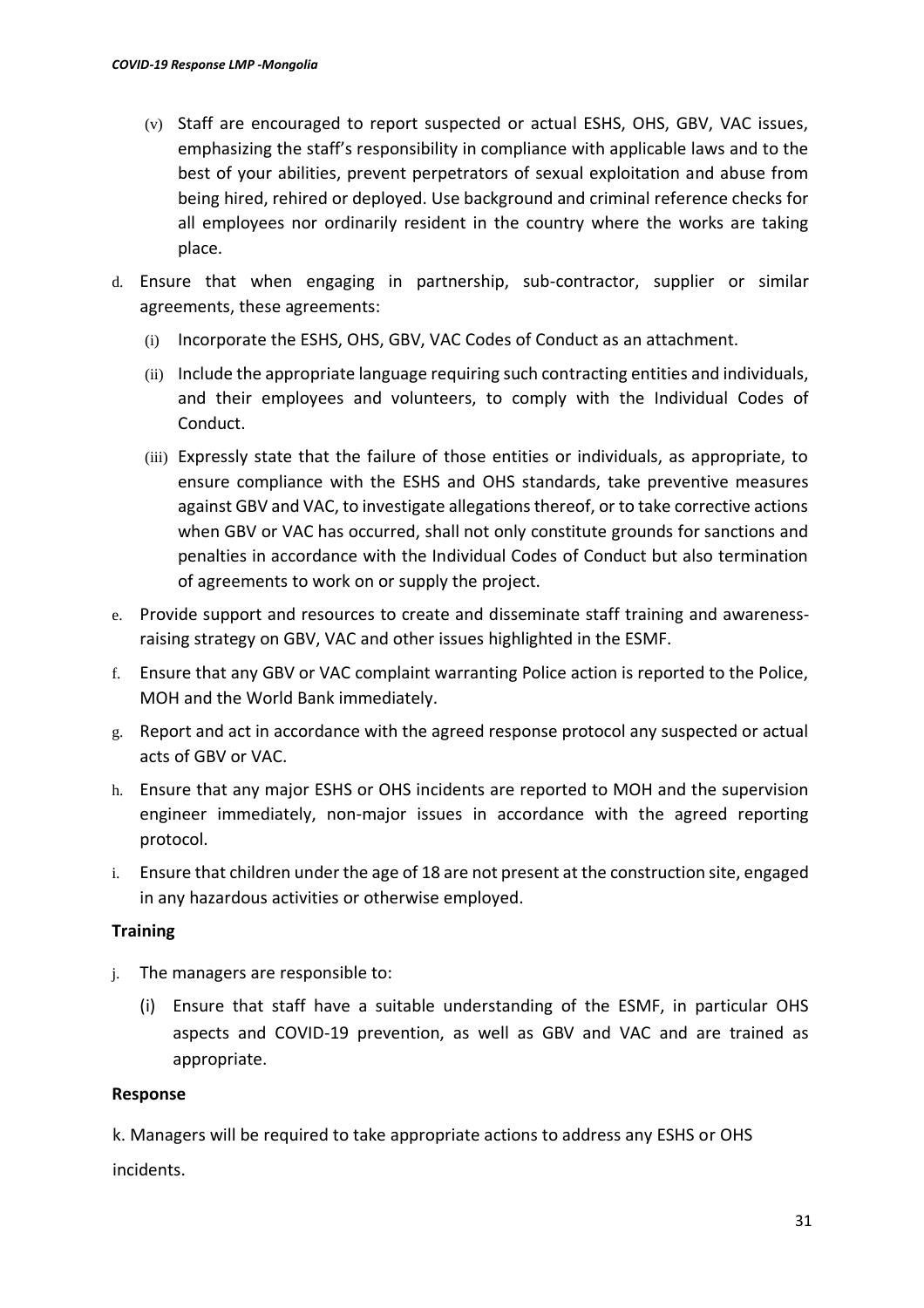(v) Staff are encouraged to report suspected or actual ESHS, OHS, GBV, VAC issues, emphasizing the staff's responsibility in compliance with applicable laws and to the best of your abilities, prevent perpetrators of sexual exploitation and abuse from being hired, rehired or deployed. Use background and criminal reference checks for all employees nor ordinarily resident in the country where the works are taking place.

d. Ensure that when engaging in partnership, sub-contractor, supplier or similar agreements, these agreements:

   (i) Incorporate the ESHS, OHS, GBV, VAC Codes of Conduct as an attachment.

   (ii) Include the appropriate language requiring such contracting entities and individuals, and their employees and volunteers, to comply with the Individual Codes of Conduct.

   (iii) Expressly state that the failure of those entities or individuals, as appropriate, to ensure compliance with the ESHS and OHS standards, take preventive measures against GBV and VAC, to investigate allegations thereof, or to take corrective actions when GBV or VAC has occurred, shall not only constitute grounds for sanctions and penalties in accordance with the Individual Codes of Conduct but also termination of agreements to work on or supply the project.

e. Provide support and resources to create and disseminate staff training and awareness-raising strategy on GBV, VAC and other issues highlighted in the ESMF.

f. Ensure that any GBV or VAC complaint warranting Police action is reported to the Police, MOH and the World Bank immediately.

g. Report and act in accordance with the agreed response protocol any suspected or actual acts of GBV or VAC.

h. Ensure that any major ESHS or OHS incidents are reported to MOH and the supervision engineer immediately, non-major issues in accordance with the agreed reporting protocol.

i. Ensure that children under the age of 18 are not present at the construction site, engaged in any hazardous activities or otherwise employed.

**Training**

j. The managers are responsible to:

   (i) Ensure that staff have a suitable understanding of the ESMF, in particular OHS aspects and COVID-19 prevention, as well as GBV and VAC and are trained as appropriate.

**Response**

k. Managers will be required to take appropriate actions to address any ESHS or OHS incidents.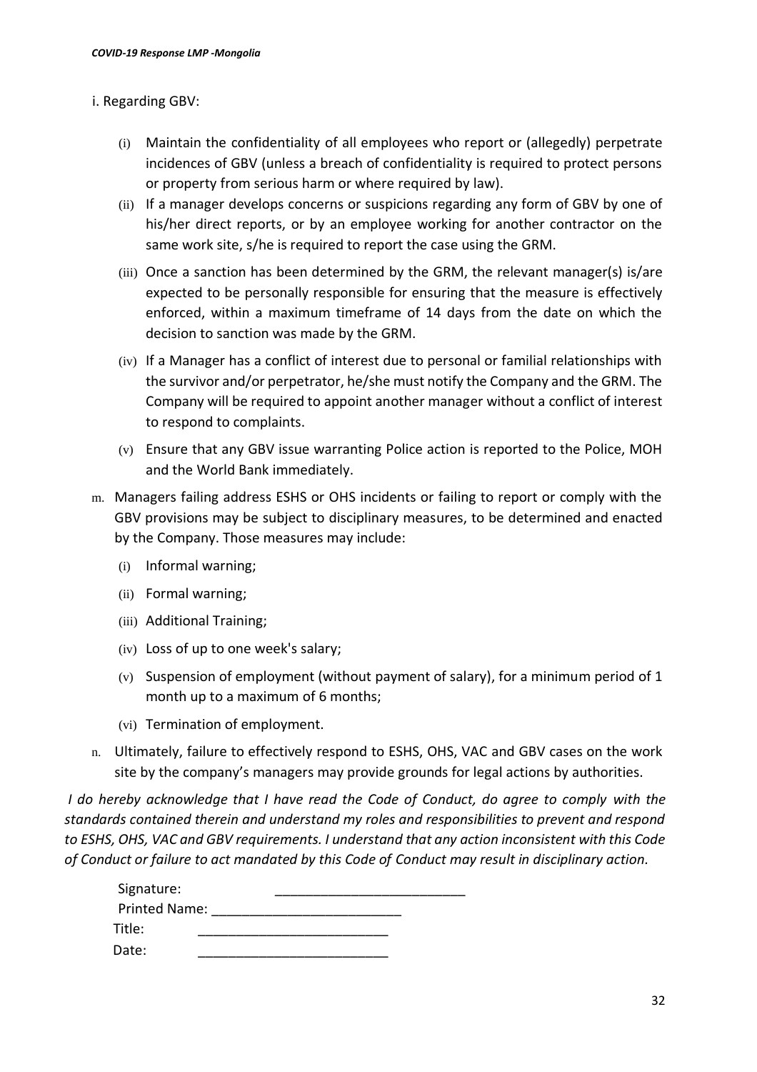i. Regarding GBV:

- (i) Maintain the confidentiality of all employees who report or (allegedly) perpetrate incidences of GBV (unless a breach of confidentiality is required to protect persons or property from serious harm or where required by law).
- (ii) If a manager develops concerns or suspicions regarding any form of GBV by one of his/her direct reports, or by an employee working for another contractor on the same work site, s/he is required to report the case using the GRM.
- (iii) Once a sanction has been determined by the GRM, the relevant manager(s) is/are expected to be personally responsible for ensuring that the measure is effectively enforced, within a maximum timeframe of 14 days from the date on which the decision to sanction was made by the GRM.
- (iv) If a Manager has a conflict of interest due to personal or familial relationships with the survivor and/or perpetrator, he/she must notify the Company and the GRM. The Company will be required to appoint another manager without a conflict of interest to respond to complaints.
- (v) Ensure that any GBV issue warranting Police action is reported to the Police, MOH and the World Bank immediately.

m. Managers failing address ESHS or OHS incidents or failing to report or comply with the GBV provisions may be subject to disciplinary measures, to be determined and enacted by the Company. Those measures may include:

- (i) Informal warning;
- (ii) Formal warning;
- (iii) Additional Training;
- (iv) Loss of up to one week's salary;
- (v) Suspension of employment (without payment of salary), for a minimum period of 1 month up to a maximum of 6 months;
- (vi) Termination of employment.

n. Ultimately, failure to effectively respond to ESHS, OHS, VAC and GBV cases on the work site by the company's managers may provide grounds for legal actions by authorities.

*I do hereby acknowledge that I have read the Code of Conduct, do agree to comply with the standards contained therein and understand my roles and responsibilities to prevent and respond to ESHS, OHS, VAC and GBV requirements. I understand that any action inconsistent with this Code of Conduct or failure to act mandated by this Code of Conduct may result in disciplinary action.*

Signature: _________________________

Printed Name: _________________________

Title: _________________________

Date: _________________________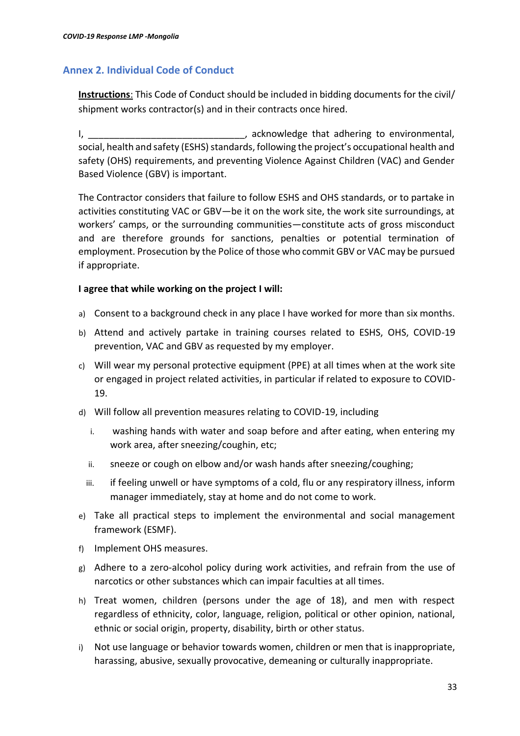## Annex 2. Individual Code of Conduct

**<u>Instructions</u>**: This Code of Conduct should be included in bidding documents for the civil/ shipment works contractor(s) and in their contracts once hired.

I, ______________________________, acknowledge that adhering to environmental, social, health and safety (ESHS) standards, following the project's occupational health and safety (OHS) requirements, and preventing Violence Against Children (VAC) and Gender Based Violence (GBV) is important.

The Contractor considers that failure to follow ESHS and OHS standards, or to partake in activities constituting VAC or GBV—be it on the work site, the work site surroundings, at workers' camps, or the surrounding communities—constitute acts of gross misconduct and are therefore grounds for sanctions, penalties or potential termination of employment. Prosecution by the Police of those who commit GBV or VAC may be pursued if appropriate.

**I agree that while working on the project I will:**

a) Consent to a background check in any place I have worked for more than six months.
b) Attend and actively partake in training courses related to ESHS, OHS, COVID-19 prevention, VAC and GBV as requested by my employer.
c) Will wear my personal protective equipment (PPE) at all times when at the work site or engaged in project related activities, in particular if related to exposure to COVID-19.
d) Will follow all prevention measures relating to COVID-19, including
   i. washing hands with water and soap before and after eating, when entering my work area, after sneezing/coughin, etc;
   ii. sneeze or cough on elbow and/or wash hands after sneezing/coughing;
   iii. if feeling unwell or have symptoms of a cold, flu or any respiratory illness, inform manager immediately, stay at home and do not come to work.
e) Take all practical steps to implement the environmental and social management framework (ESMF).
f) Implement OHS measures.
g) Adhere to a zero-alcohol policy during work activities, and refrain from the use of narcotics or other substances which can impair faculties at all times.
h) Treat women, children (persons under the age of 18), and men with respect regardless of ethnicity, color, language, religion, political or other opinion, national, ethnic or social origin, property, disability, birth or other status.
i) Not use language or behavior towards women, children or men that is inappropriate, harassing, abusive, sexually provocative, demeaning or culturally inappropriate.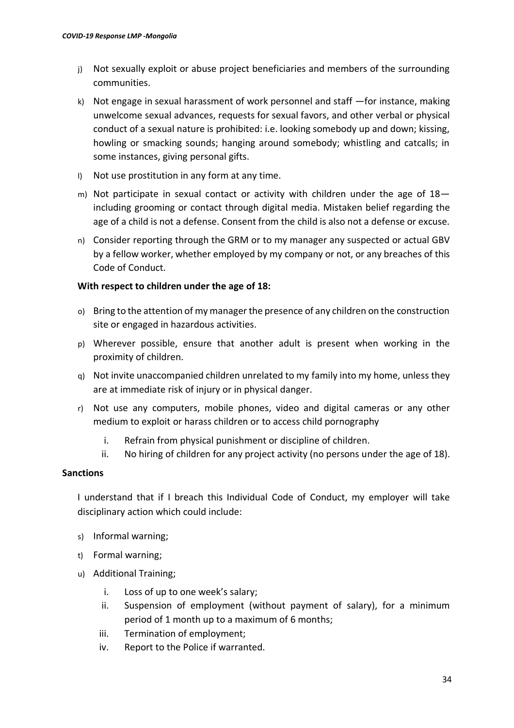j) Not sexually exploit or abuse project beneficiaries and members of the surrounding communities.

k) Not engage in sexual harassment of work personnel and staff —for instance, making unwelcome sexual advances, requests for sexual favors, and other verbal or physical conduct of a sexual nature is prohibited: i.e. looking somebody up and down; kissing, howling or smacking sounds; hanging around somebody; whistling and catcalls; in some instances, giving personal gifts.

l) Not use prostitution in any form at any time.

m) Not participate in sexual contact or activity with children under the age of 18—including grooming or contact through digital media. Mistaken belief regarding the age of a child is not a defense. Consent from the child is also not a defense or excuse.

n) Consider reporting through the GRM or to my manager any suspected or actual GBV by a fellow worker, whether employed by my company or not, or any breaches of this Code of Conduct.

**With respect to children under the age of 18:**

o) Bring to the attention of my manager the presence of any children on the construction site or engaged in hazardous activities.

p) Wherever possible, ensure that another adult is present when working in the proximity of children.

q) Not invite unaccompanied children unrelated to my family into my home, unless they are at immediate risk of injury or in physical danger.

r) Not use any computers, mobile phones, video and digital cameras or any other medium to exploit or harass children or to access child pornography

   i. Refrain from physical punishment or discipline of children.
   ii. No hiring of children for any project activity (no persons under the age of 18).

**Sanctions**

I understand that if I breach this Individual Code of Conduct, my employer will take disciplinary action which could include:

s) Informal warning;

t) Formal warning;

u) Additional Training;

   i. Loss of up to one week's salary;
   ii. Suspension of employment (without payment of salary), for a minimum period of 1 month up to a maximum of 6 months;
   iii. Termination of employment;
   iv. Report to the Police if warranted.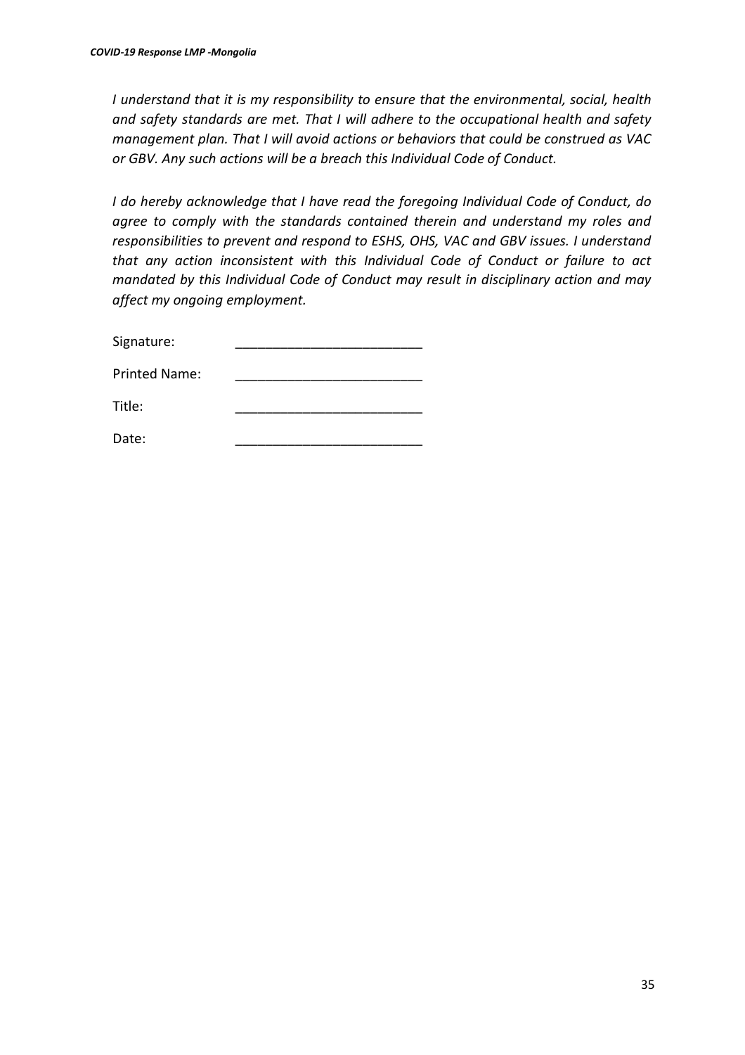*I understand that it is my responsibility to ensure that the environmental, social, health and safety standards are met. That I will adhere to the occupational health and safety management plan. That I will avoid actions or behaviors that could be construed as VAC or GBV. Any such actions will be a breach this Individual Code of Conduct.*

*I do hereby acknowledge that I have read the foregoing Individual Code of Conduct, do agree to comply with the standards contained therein and understand my roles and responsibilities to prevent and respond to ESHS, OHS, VAC and GBV issues. I understand that any action inconsistent with this Individual Code of Conduct or failure to act mandated by this Individual Code of Conduct may result in disciplinary action and may affect my ongoing employment.*

Signature: _________________________

Printed Name: _________________________

Title: _________________________

Date: _________________________